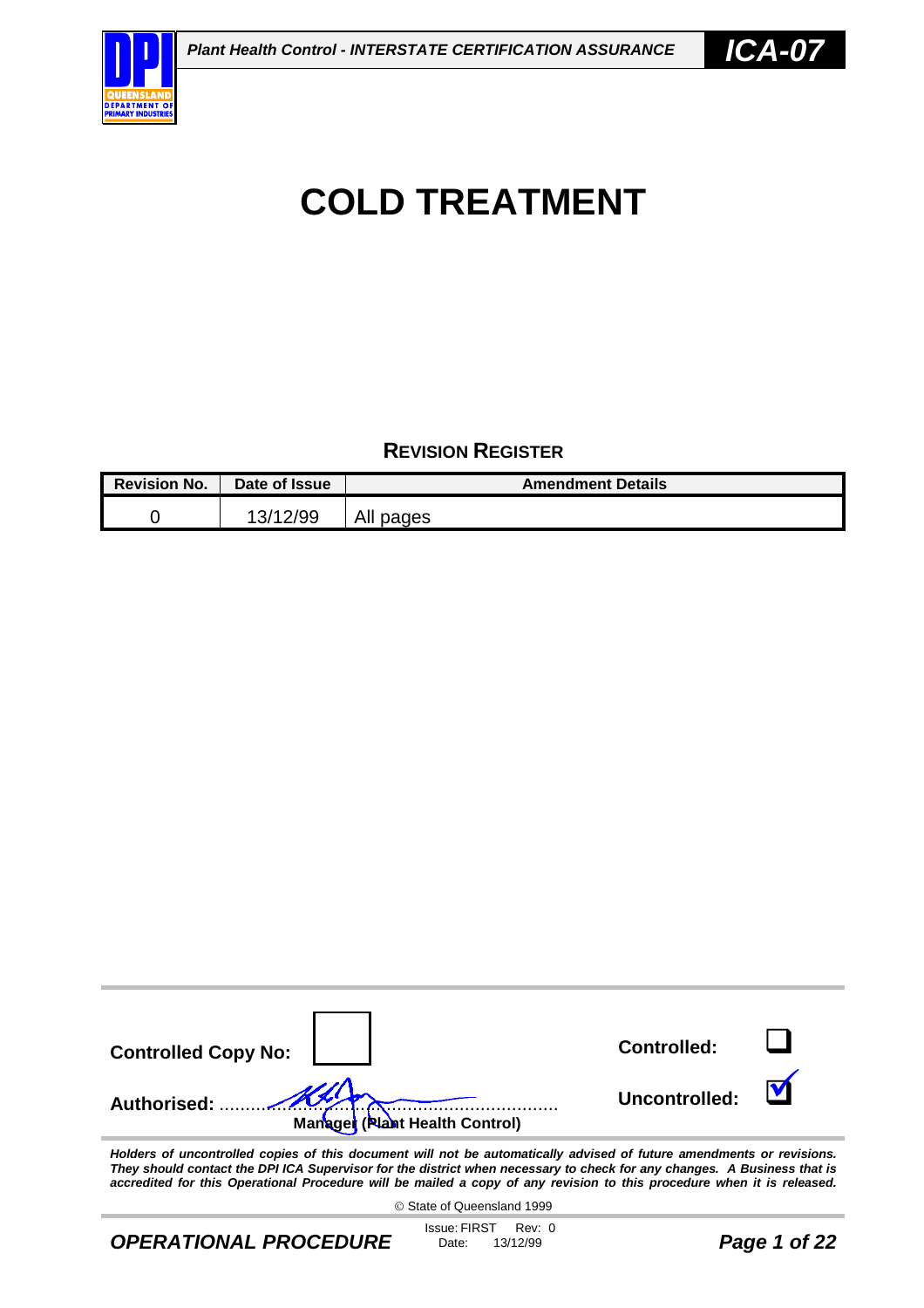# COLD TREATMENT

## REVISION REGISTER

| Revision No. | Date of Issue | Amendment Details |
|---|---|---|
| 0 | 13/12/99 | All pages |

**Controlled Copy No:**

**Controlled:** ❑

**Authorised:** ..........................................................................
**Manager (Plant Health Control)**

**Uncontrolled:** ☑

***Holders of uncontrolled copies of this document will not be automatically advised of future amendments or revisions. They should contact the DPI ICA Supervisor for the district when necessary to check for any changes. A Business that is accredited for this Operational Procedure will be mailed a copy of any revision to this procedure when it is released.***

© State of Queensland 1999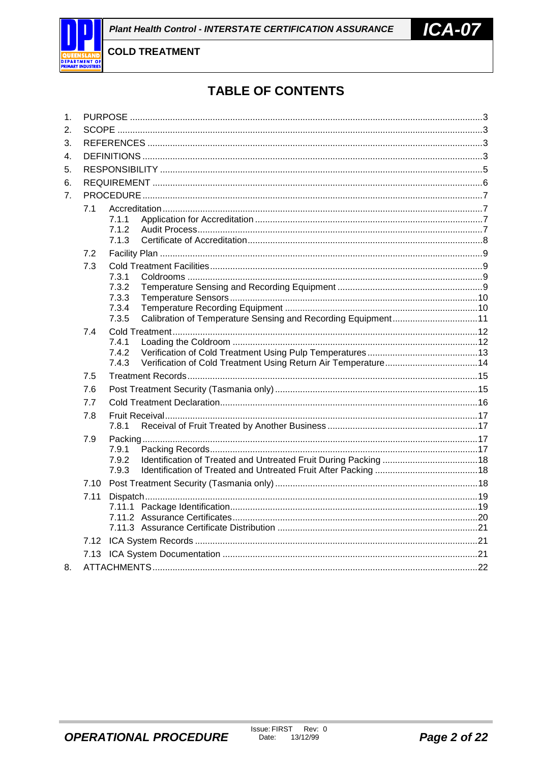# TABLE OF CONTENTS

1. PURPOSE .....3
2. SCOPE .....3
3. REFERENCES .....3
4. DEFINITIONS .....3
5. RESPONSIBILITY .....5
6. REQUIREMENT .....6
7. PROCEDURE .....7
   - 7.1 Accreditation .....7
     - 7.1.1 Application for Accreditation .....7
     - 7.1.2 Audit Process .....7
     - 7.1.3 Certificate of Accreditation .....8
   - 7.2 Facility Plan .....9
   - 7.3 Cold Treatment Facilities .....9
     - 7.3.1 Coldrooms .....9
     - 7.3.2 Temperature Sensing and Recording Equipment .....9
     - 7.3.3 Temperature Sensors .....10
     - 7.3.4 Temperature Recording Equipment .....10
     - 7.3.5 Calibration of Temperature Sensing and Recording Equipment .....11
   - 7.4 Cold Treatment .....12
     - 7.4.1 Loading the Coldroom .....12
     - 7.4.2 Verification of Cold Treatment Using Pulp Temperatures .....13
     - 7.4.3 Verification of Cold Treatment Using Return Air Temperature .....14
   - 7.5 Treatment Records .....15
   - 7.6 Post Treatment Security (Tasmania only) .....15
   - 7.7 Cold Treatment Declaration .....16
   - 7.8 Fruit Receival .....17
     - 7.8.1 Receival of Fruit Treated by Another Business .....17
   - 7.9 Packing .....17
     - 7.9.1 Packing Records .....17
     - 7.9.2 Identification of Treated and Untreated Fruit During Packing .....18
     - 7.9.3 Identification of Treated and Untreated Fruit After Packing .....18
   - 7.10 Post Treatment Security (Tasmania only) .....18
   - 7.11 Dispatch .....19
     - 7.11.1 Package Identification .....19
     - 7.11.2 Assurance Certificates .....20
     - 7.11.3 Assurance Certificate Distribution .....21
   - 7.12 ICA System Records .....21
   - 7.13 ICA System Documentation .....21
8. ATTACHMENTS .....22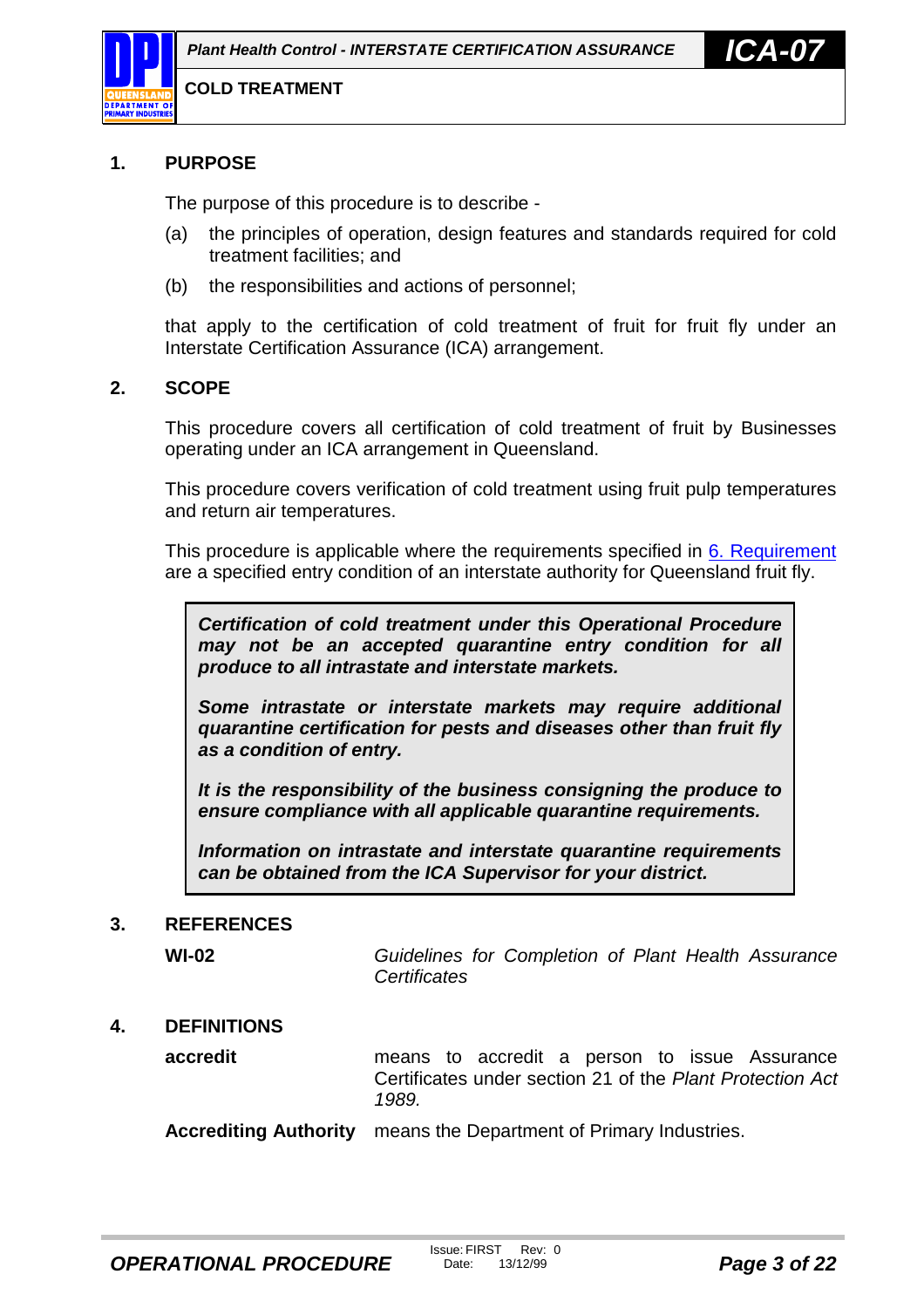## 1. PURPOSE

The purpose of this procedure is to describe -

(a) the principles of operation, design features and standards required for cold treatment facilities; and

(b) the responsibilities and actions of personnel;

that apply to the certification of cold treatment of fruit for fruit fly under an Interstate Certification Assurance (ICA) arrangement.

## 2. SCOPE

This procedure covers all certification of cold treatment of fruit by Businesses operating under an ICA arrangement in Queensland.

This procedure covers verification of cold treatment using fruit pulp temperatures and return air temperatures.

This procedure is applicable where the requirements specified in 6. Requirement are a specified entry condition of an interstate authority for Queensland fruit fly.

> ***Certification of cold treatment under this Operational Procedure may not be an accepted quarantine entry condition for all produce to all intrastate and interstate markets.***
>
> ***Some intrastate or interstate markets may require additional quarantine certification for pests and diseases other than fruit fly as a condition of entry.***
>
> ***It is the responsibility of the business consigning the produce to ensure compliance with all applicable quarantine requirements.***
>
> ***Information on intrastate and interstate quarantine requirements can be obtained from the ICA Supervisor for your district.***

## 3. REFERENCES

| | |
|---|---|
| **WI-02** | *Guidelines for Completion of Plant Health Assurance Certificates* |

## 4. DEFINITIONS

| | |
|---|---|
| **accredit** | means to accredit a person to issue Assurance Certificates under section 21 of the *Plant Protection Act 1989.* |
| **Accrediting Authority** | means the Department of Primary Industries. |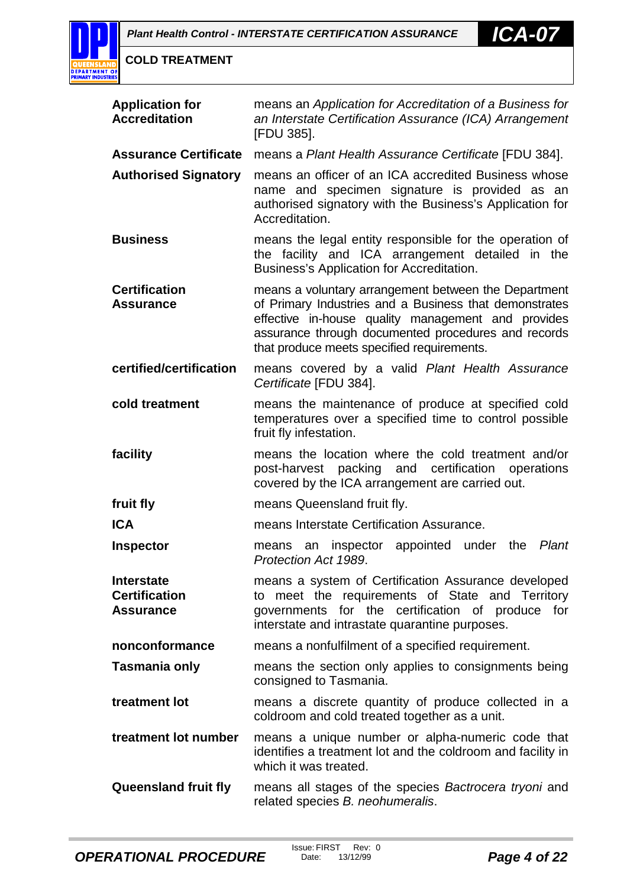| | |
|---|---|
| **Application for Accreditation** | means an *Application for Accreditation of a Business for an Interstate Certification Assurance (ICA) Arrangement* [FDU 385]. |
| **Assurance Certificate** | means a *Plant Health Assurance Certificate* [FDU 384]. |
| **Authorised Signatory** | means an officer of an ICA accredited Business whose name and specimen signature is provided as an authorised signatory with the Business's Application for Accreditation. |
| **Business** | means the legal entity responsible for the operation of the facility and ICA arrangement detailed in the Business's Application for Accreditation. |
| **Certification Assurance** | means a voluntary arrangement between the Department of Primary Industries and a Business that demonstrates effective in-house quality management and provides assurance through documented procedures and records that produce meets specified requirements. |
| **certified/certification** | means covered by a valid *Plant Health Assurance Certificate* [FDU 384]. |
| **cold treatment** | means the maintenance of produce at specified cold temperatures over a specified time to control possible fruit fly infestation. |
| **facility** | means the location where the cold treatment and/or post-harvest packing and certification operations covered by the ICA arrangement are carried out. |
| **fruit fly** | means Queensland fruit fly. |
| **ICA** | means Interstate Certification Assurance. |
| **Inspector** | means an inspector appointed under the *Plant Protection Act 1989*. |
| **Interstate Certification Assurance** | means a system of Certification Assurance developed to meet the requirements of State and Territory governments for the certification of produce for interstate and intrastate quarantine purposes. |
| **nonconformance** | means a nonfulfilment of a specified requirement. |
| **Tasmania only** | means the section only applies to consignments being consigned to Tasmania. |
| **treatment lot** | means a discrete quantity of produce collected in a coldroom and cold treated together as a unit. |
| **treatment lot number** | means a unique number or alpha-numeric code that identifies a treatment lot and the coldroom and facility in which it was treated. |
| **Queensland fruit fly** | means all stages of the species *Bactrocera tryoni* and related species *B. neohumeralis*. |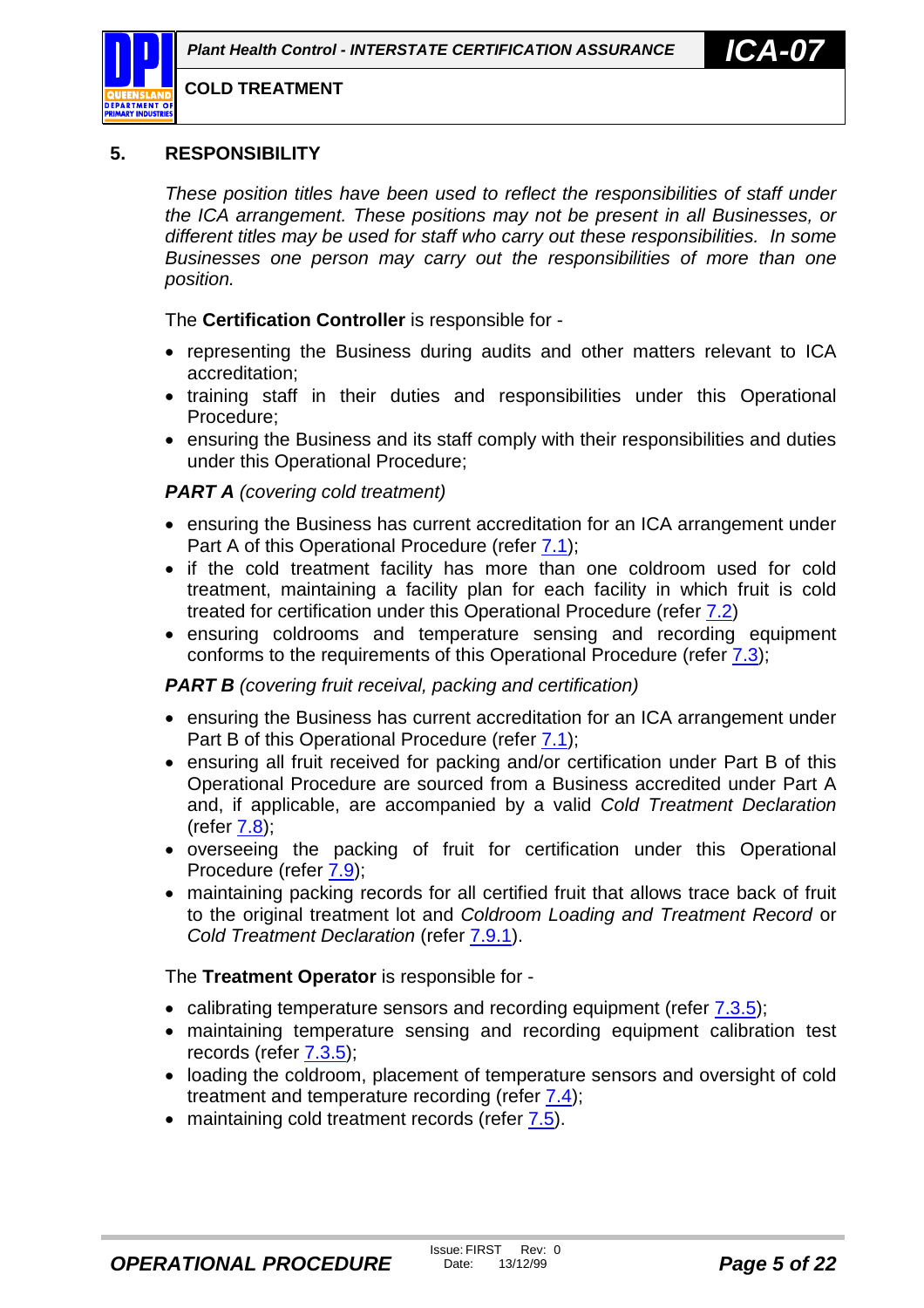## 5. RESPONSIBILITY

*These position titles have been used to reflect the responsibilities of staff under the ICA arrangement. These positions may not be present in all Businesses, or different titles may be used for staff who carry out these responsibilities. In some Businesses one person may carry out the responsibilities of more than one position.*

The **Certification Controller** is responsible for -

- representing the Business during audits and other matters relevant to ICA accreditation;
- training staff in their duties and responsibilities under this Operational Procedure;
- ensuring the Business and its staff comply with their responsibilities and duties under this Operational Procedure;

***PART A*** *(covering cold treatment)*

- ensuring the Business has current accreditation for an ICA arrangement under Part A of this Operational Procedure (refer 7.1);
- if the cold treatment facility has more than one coldroom used for cold treatment, maintaining a facility plan for each facility in which fruit is cold treated for certification under this Operational Procedure (refer 7.2)
- ensuring coldrooms and temperature sensing and recording equipment conforms to the requirements of this Operational Procedure (refer 7.3);

***PART B*** *(covering fruit receival, packing and certification)*

- ensuring the Business has current accreditation for an ICA arrangement under Part B of this Operational Procedure (refer 7.1);
- ensuring all fruit received for packing and/or certification under Part B of this Operational Procedure are sourced from a Business accredited under Part A and, if applicable, are accompanied by a valid *Cold Treatment Declaration* (refer 7.8);
- overseeing the packing of fruit for certification under this Operational Procedure (refer 7.9);
- maintaining packing records for all certified fruit that allows trace back of fruit to the original treatment lot and *Coldroom Loading and Treatment Record* or *Cold Treatment Declaration* (refer 7.9.1).

The **Treatment Operator** is responsible for -

- calibrating temperature sensors and recording equipment (refer 7.3.5);
- maintaining temperature sensing and recording equipment calibration test records (refer 7.3.5);
- loading the coldroom, placement of temperature sensors and oversight of cold treatment and temperature recording (refer 7.4);
- maintaining cold treatment records (refer 7.5).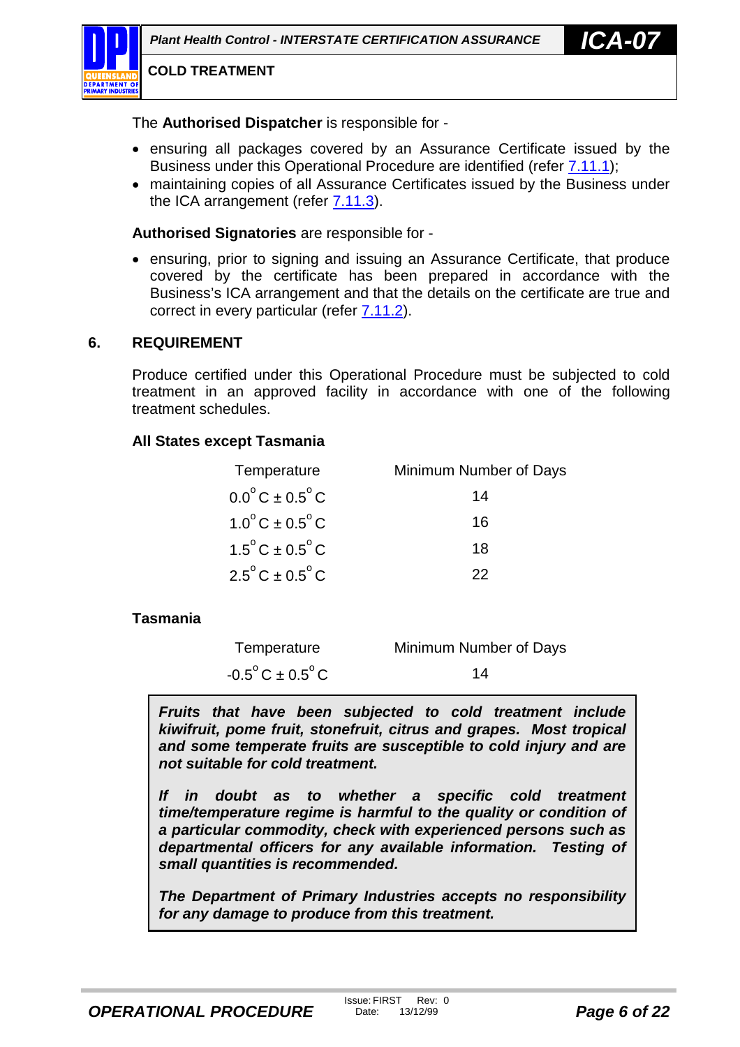The **Authorised Dispatcher** is responsible for -

- ensuring all packages covered by an Assurance Certificate issued by the Business under this Operational Procedure are identified (refer 7.11.1);
- maintaining copies of all Assurance Certificates issued by the Business under the ICA arrangement (refer 7.11.3).

**Authorised Signatories** are responsible for -

- ensuring, prior to signing and issuing an Assurance Certificate, that produce covered by the certificate has been prepared in accordance with the Business's ICA arrangement and that the details on the certificate are true and correct in every particular (refer 7.11.2).

## 6. REQUIREMENT

Produce certified under this Operational Procedure must be subjected to cold treatment in an approved facility in accordance with one of the following treatment schedules.

**All States except Tasmania**

| Temperature | Minimum Number of Days |
|---|---|
| $0.0^{o}C \pm 0.5^{o}C$ | 14 |
| $1.0^{o}C \pm 0.5^{o}C$ | 16 |
| $1.5^{o}C \pm 0.5^{o}C$ | 18 |
| $2.5^{o}C \pm 0.5^{o}C$ | 22 |

**Tasmania**

| Temperature | Minimum Number of Days |
|---|---|
| $-0.5^{o}C \pm 0.5^{o}C$ | 14 |

> ***Fruits that have been subjected to cold treatment include kiwifruit, pome fruit, stonefruit, citrus and grapes. Most tropical and some temperate fruits are susceptible to cold injury and are not suitable for cold treatment.***
>
> ***If in doubt as to whether a specific cold treatment time/temperature regime is harmful to the quality or condition of a particular commodity, check with experienced persons such as departmental officers for any available information. Testing of small quantities is recommended.***
>
> ***The Department of Primary Industries accepts no responsibility for any damage to produce from this treatment.***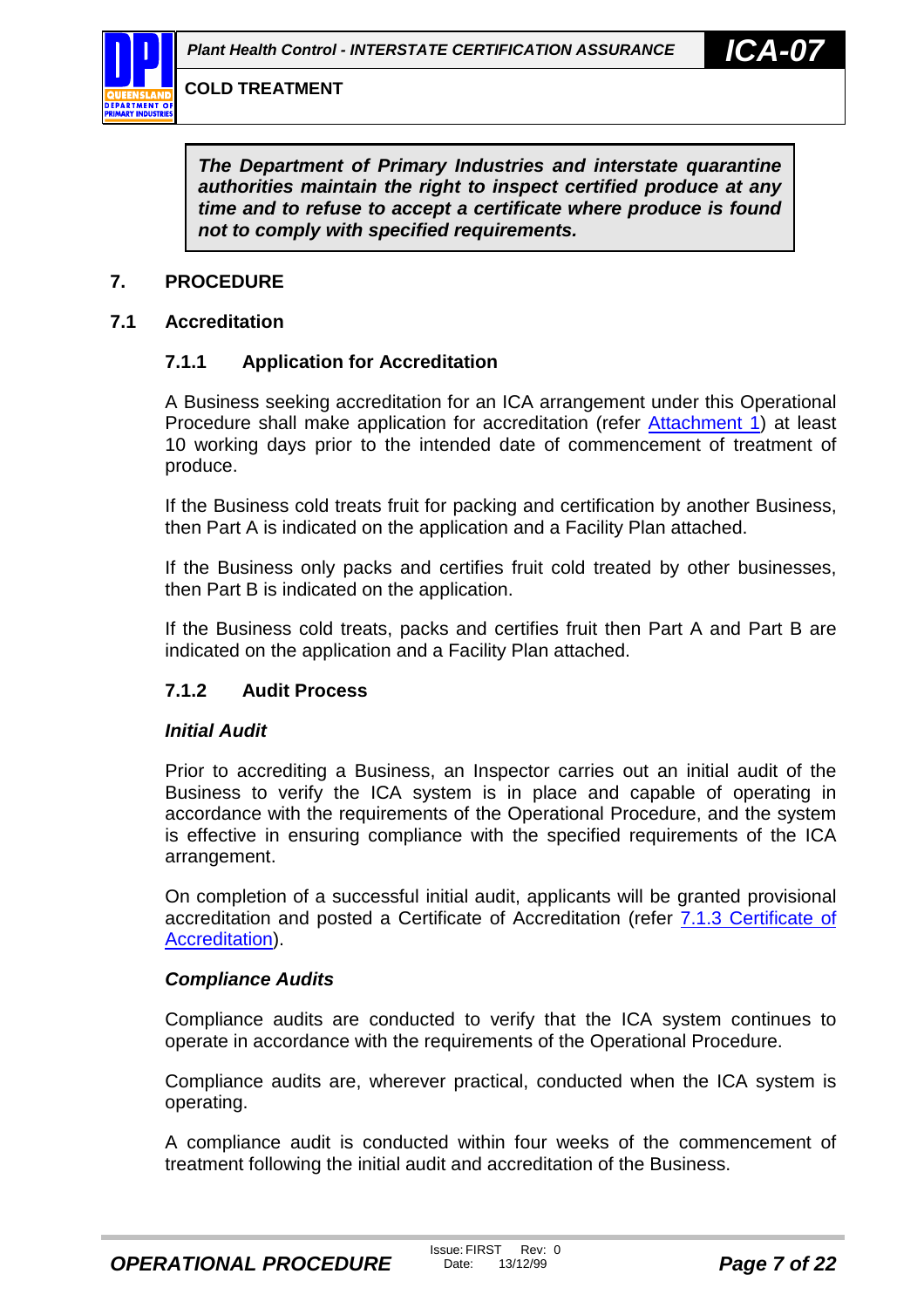> ***The Department of Primary Industries and interstate quarantine authorities maintain the right to inspect certified produce at any time and to refuse to accept a certificate where produce is found not to comply with specified requirements.***

## 7. PROCEDURE

### 7.1 Accreditation

#### 7.1.1 Application for Accreditation

A Business seeking accreditation for an ICA arrangement under this Operational Procedure shall make application for accreditation (refer Attachment 1) at least 10 working days prior to the intended date of commencement of treatment of produce.

If the Business cold treats fruit for packing and certification by another Business, then Part A is indicated on the application and a Facility Plan attached.

If the Business only packs and certifies fruit cold treated by other businesses, then Part B is indicated on the application.

If the Business cold treats, packs and certifies fruit then Part A and Part B are indicated on the application and a Facility Plan attached.

#### 7.1.2 Audit Process

***Initial Audit***

Prior to accrediting a Business, an Inspector carries out an initial audit of the Business to verify the ICA system is in place and capable of operating in accordance with the requirements of the Operational Procedure, and the system is effective in ensuring compliance with the specified requirements of the ICA arrangement.

On completion of a successful initial audit, applicants will be granted provisional accreditation and posted a Certificate of Accreditation (refer 7.1.3 Certificate of Accreditation).

***Compliance Audits***

Compliance audits are conducted to verify that the ICA system continues to operate in accordance with the requirements of the Operational Procedure.

Compliance audits are, wherever practical, conducted when the ICA system is operating.

A compliance audit is conducted within four weeks of the commencement of treatment following the initial audit and accreditation of the Business.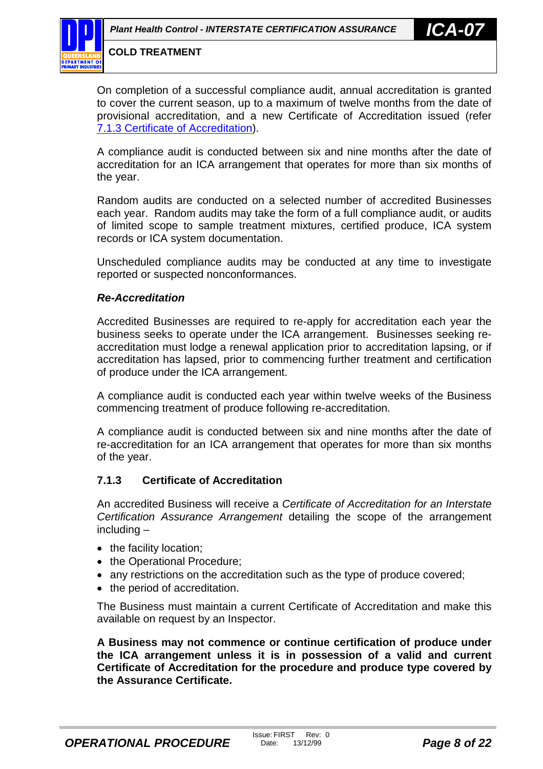On completion of a successful compliance audit, annual accreditation is granted to cover the current season, up to a maximum of twelve months from the date of provisional accreditation, and a new Certificate of Accreditation issued (refer 7.1.3 Certificate of Accreditation).

A compliance audit is conducted between six and nine months after the date of accreditation for an ICA arrangement that operates for more than six months of the year.

Random audits are conducted on a selected number of accredited Businesses each year. Random audits may take the form of a full compliance audit, or audits of limited scope to sample treatment mixtures, certified produce, ICA system records or ICA system documentation.

Unscheduled compliance audits may be conducted at any time to investigate reported or suspected nonconformances.

***Re-Accreditation***

Accredited Businesses are required to re-apply for accreditation each year the business seeks to operate under the ICA arrangement. Businesses seeking re-accreditation must lodge a renewal application prior to accreditation lapsing, or if accreditation has lapsed, prior to commencing further treatment and certification of produce under the ICA arrangement.

A compliance audit is conducted each year within twelve weeks of the Business commencing treatment of produce following re-accreditation.

A compliance audit is conducted between six and nine months after the date of re-accreditation for an ICA arrangement that operates for more than six months of the year.

### 7.1.3 Certificate of Accreditation

An accredited Business will receive a *Certificate of Accreditation for an Interstate Certification Assurance Arrangement* detailing the scope of the arrangement including –

- the facility location;
- the Operational Procedure;
- any restrictions on the accreditation such as the type of produce covered;
- the period of accreditation.

The Business must maintain a current Certificate of Accreditation and make this available on request by an Inspector.

**A Business may not commence or continue certification of produce under the ICA arrangement unless it is in possession of a valid and current Certificate of Accreditation for the procedure and produce type covered by the Assurance Certificate.**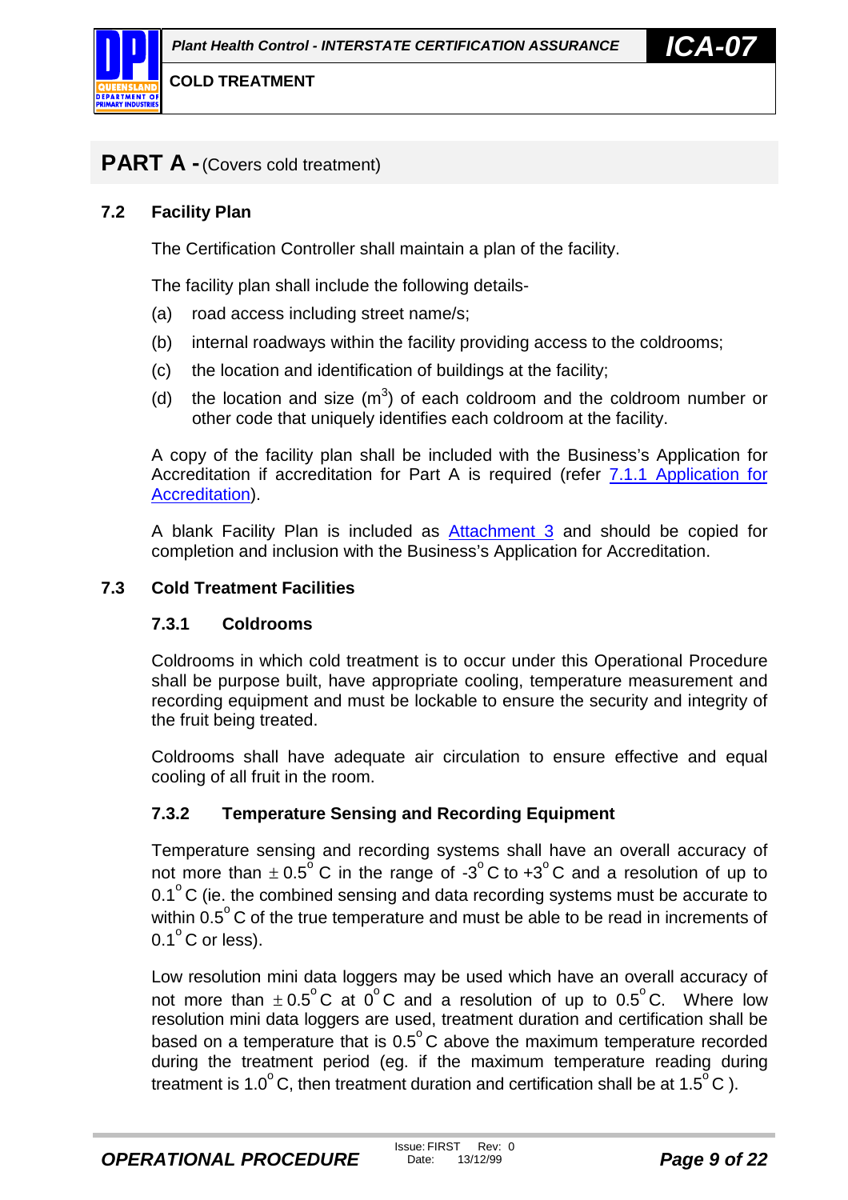## PART A - (Covers cold treatment)

### 7.2 Facility Plan

The Certification Controller shall maintain a plan of the facility.

The facility plan shall include the following details-

(a) road access including street name/s;

(b) internal roadways within the facility providing access to the coldrooms;

(c) the location and identification of buildings at the facility;

(d) the location and size ($m^3$) of each coldroom and the coldroom number or other code that uniquely identifies each coldroom at the facility.

A copy of the facility plan shall be included with the Business's Application for Accreditation if accreditation for Part A is required (refer 7.1.1 Application for Accreditation).

A blank Facility Plan is included as Attachment 3 and should be copied for completion and inclusion with the Business's Application for Accreditation.

### 7.3 Cold Treatment Facilities

#### 7.3.1 Coldrooms

Coldrooms in which cold treatment is to occur under this Operational Procedure shall be purpose built, have appropriate cooling, temperature measurement and recording equipment and must be lockable to ensure the security and integrity of the fruit being treated.

Coldrooms shall have adequate air circulation to ensure effective and equal cooling of all fruit in the room.

#### 7.3.2 Temperature Sensing and Recording Equipment

Temperature sensing and recording systems shall have an overall accuracy of not more than $\pm 0.5^{\circ}$ C in the range of $-3^{\circ}$ C to $+3^{\circ}$ C and a resolution of up to $0.1^{\circ}$ C (ie. the combined sensing and data recording systems must be accurate to within $0.5^{\circ}$ C of the true temperature and must be able to be read in increments of $0.1^{\circ}$ C or less).

Low resolution mini data loggers may be used which have an overall accuracy of not more than $\pm 0.5^{\circ}$ C at $0^{\circ}$ C and a resolution of up to $0.5^{\circ}$ C. Where low resolution mini data loggers are used, treatment duration and certification shall be based on a temperature that is $0.5^{\circ}$ C above the maximum temperature recorded during the treatment period (eg. if the maximum temperature reading during treatment is $1.0^{\circ}$ C, then treatment duration and certification shall be at $1.5^{\circ}$ C ).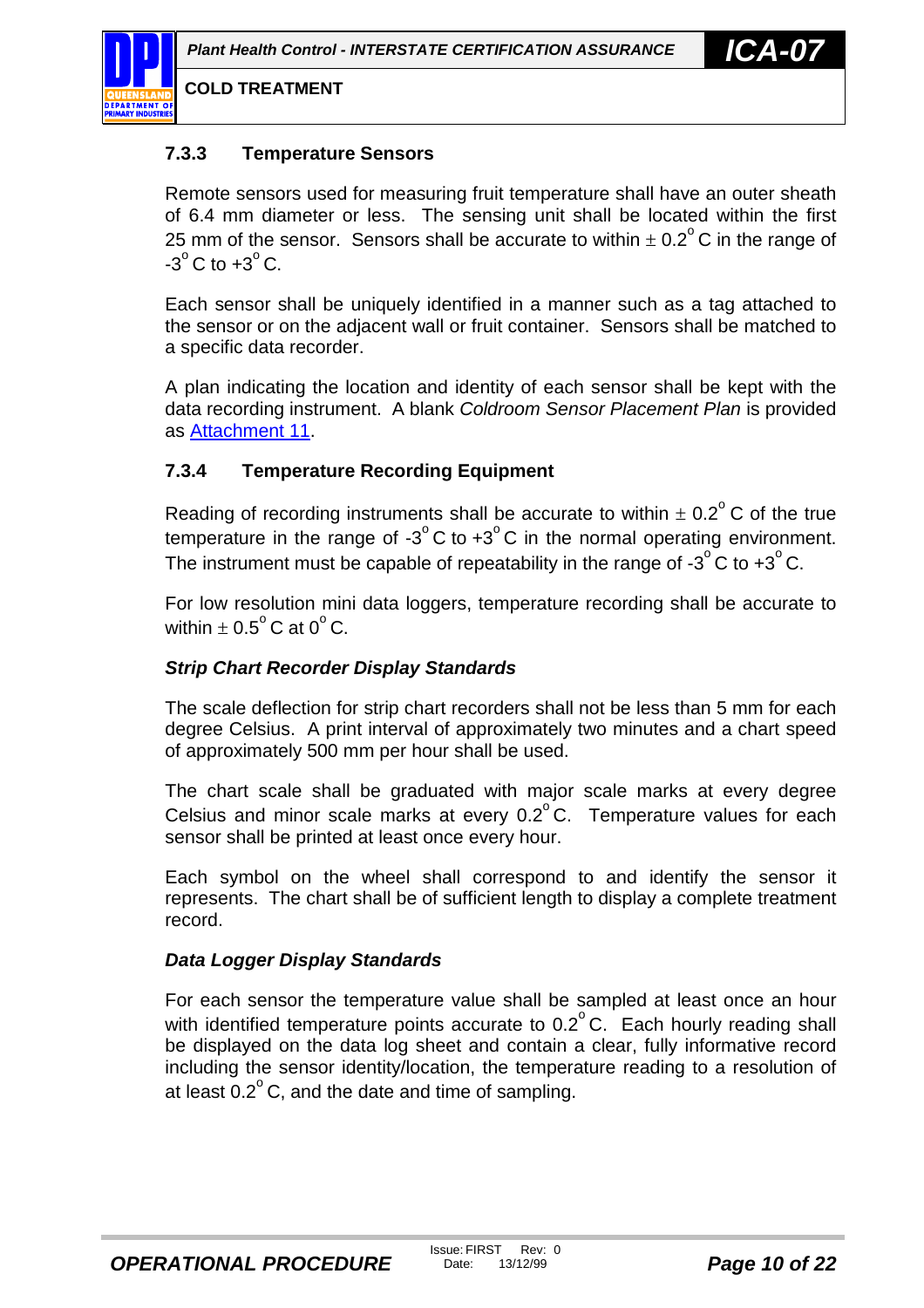### 7.3.3 Temperature Sensors

Remote sensors used for measuring fruit temperature shall have an outer sheath of 6.4 mm diameter or less. The sensing unit shall be located within the first 25 mm of the sensor. Sensors shall be accurate to within $\pm$ 0.2$^{o}$C in the range of -3$^{o}$C to +3$^{o}$C.

Each sensor shall be uniquely identified in a manner such as a tag attached to the sensor or on the adjacent wall or fruit container. Sensors shall be matched to a specific data recorder.

A plan indicating the location and identity of each sensor shall be kept with the data recording instrument. A blank *Coldroom Sensor Placement Plan* is provided as Attachment 11.

### 7.3.4 Temperature Recording Equipment

Reading of recording instruments shall be accurate to within $\pm$ 0.2$^{o}$C of the true temperature in the range of -3$^{o}$C to +3$^{o}$C in the normal operating environment. The instrument must be capable of repeatability in the range of -3$^{o}$C to +3$^{o}$C.

For low resolution mini data loggers, temperature recording shall be accurate to within $\pm$ 0.5$^{o}$C at 0$^{o}$C.

***Strip Chart Recorder Display Standards***

The scale deflection for strip chart recorders shall not be less than 5 mm for each degree Celsius. A print interval of approximately two minutes and a chart speed of approximately 500 mm per hour shall be used.

The chart scale shall be graduated with major scale marks at every degree Celsius and minor scale marks at every 0.2$^{o}$C. Temperature values for each sensor shall be printed at least once every hour.

Each symbol on the wheel shall correspond to and identify the sensor it represents. The chart shall be of sufficient length to display a complete treatment record.

***Data Logger Display Standards***

For each sensor the temperature value shall be sampled at least once an hour with identified temperature points accurate to 0.2$^{o}$C. Each hourly reading shall be displayed on the data log sheet and contain a clear, fully informative record including the sensor identity/location, the temperature reading to a resolution of at least 0.2$^{o}$C, and the date and time of sampling.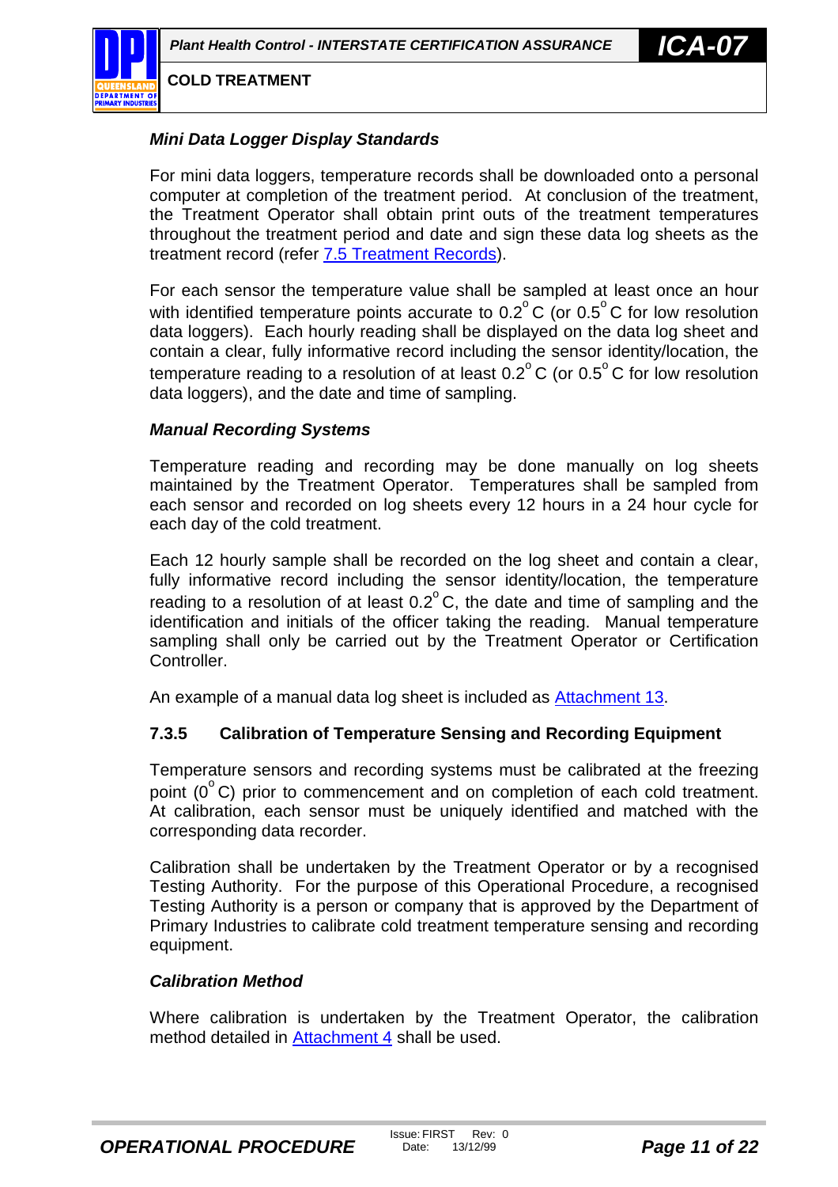***Mini Data Logger Display Standards***

For mini data loggers, temperature records shall be downloaded onto a personal computer at completion of the treatment period. At conclusion of the treatment, the Treatment Operator shall obtain print outs of the treatment temperatures throughout the treatment period and date and sign these data log sheets as the treatment record (refer [7.5 Treatment Records](#)).

For each sensor the temperature value shall be sampled at least once an hour with identified temperature points accurate to 0.2°C (or 0.5°C for low resolution data loggers). Each hourly reading shall be displayed on the data log sheet and contain a clear, fully informative record including the sensor identity/location, the temperature reading to a resolution of at least 0.2°C (or 0.5°C for low resolution data loggers), and the date and time of sampling.

***Manual Recording Systems***

Temperature reading and recording may be done manually on log sheets maintained by the Treatment Operator. Temperatures shall be sampled from each sensor and recorded on log sheets every 12 hours in a 24 hour cycle for each day of the cold treatment.

Each 12 hourly sample shall be recorded on the log sheet and contain a clear, fully informative record including the sensor identity/location, the temperature reading to a resolution of at least 0.2°C, the date and time of sampling and the identification and initials of the officer taking the reading. Manual temperature sampling shall only be carried out by the Treatment Operator or Certification Controller.

An example of a manual data log sheet is included as [Attachment 13](#).

### 7.3.5 Calibration of Temperature Sensing and Recording Equipment

Temperature sensors and recording systems must be calibrated at the freezing point (0°C) prior to commencement and on completion of each cold treatment. At calibration, each sensor must be uniquely identified and matched with the corresponding data recorder.

Calibration shall be undertaken by the Treatment Operator or by a recognised Testing Authority. For the purpose of this Operational Procedure, a recognised Testing Authority is a person or company that is approved by the Department of Primary Industries to calibrate cold treatment temperature sensing and recording equipment.

***Calibration Method***

Where calibration is undertaken by the Treatment Operator, the calibration method detailed in [Attachment 4](#) shall be used.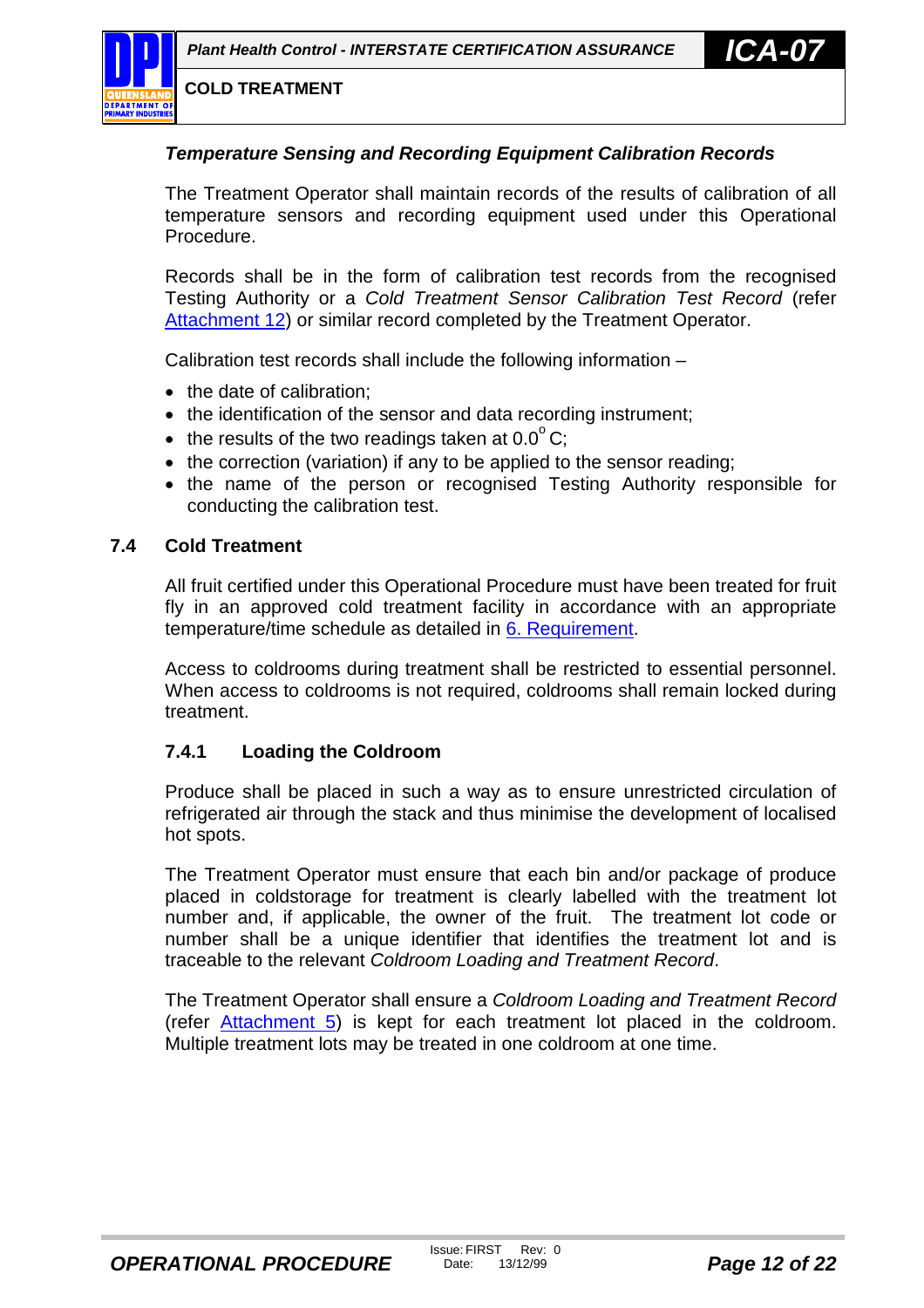*Temperature Sensing and Recording Equipment Calibration Records*

The Treatment Operator shall maintain records of the results of calibration of all temperature sensors and recording equipment used under this Operational Procedure.

Records shall be in the form of calibration test records from the recognised Testing Authority or a *Cold Treatment Sensor Calibration Test Record* (refer Attachment 12) or similar record completed by the Treatment Operator.

Calibration test records shall include the following information –

- the date of calibration;
- the identification of the sensor and data recording instrument;
- the results of the two readings taken at 0.0°C;
- the correction (variation) if any to be applied to the sensor reading;
- the name of the person or recognised Testing Authority responsible for conducting the calibration test.

## 7.4 Cold Treatment

All fruit certified under this Operational Procedure must have been treated for fruit fly in an approved cold treatment facility in accordance with an appropriate temperature/time schedule as detailed in 6. Requirement.

Access to coldrooms during treatment shall be restricted to essential personnel. When access to coldrooms is not required, coldrooms shall remain locked during treatment.

### 7.4.1 Loading the Coldroom

Produce shall be placed in such a way as to ensure unrestricted circulation of refrigerated air through the stack and thus minimise the development of localised hot spots.

The Treatment Operator must ensure that each bin and/or package of produce placed in coldstorage for treatment is clearly labelled with the treatment lot number and, if applicable, the owner of the fruit. The treatment lot code or number shall be a unique identifier that identifies the treatment lot and is traceable to the relevant *Coldroom Loading and Treatment Record*.

The Treatment Operator shall ensure a *Coldroom Loading and Treatment Record* (refer Attachment 5) is kept for each treatment lot placed in the coldroom. Multiple treatment lots may be treated in one coldroom at one time.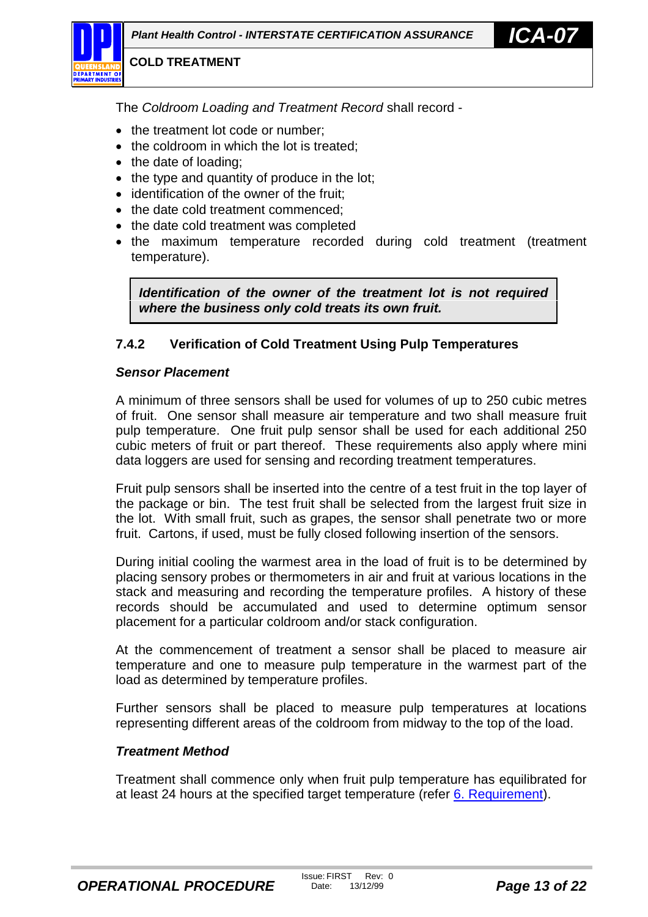The *Coldroom Loading and Treatment Record* shall record -

- the treatment lot code or number;
- the coldroom in which the lot is treated;
- the date of loading;
- the type and quantity of produce in the lot;
- identification of the owner of the fruit;
- the date cold treatment commenced;
- the date cold treatment was completed
- the maximum temperature recorded during cold treatment (treatment temperature).

> ***Identification of the owner of the treatment lot is not required where the business only cold treats its own fruit.***

### 7.4.2 Verification of Cold Treatment Using Pulp Temperatures

***Sensor Placement***

A minimum of three sensors shall be used for volumes of up to 250 cubic metres of fruit. One sensor shall measure air temperature and two shall measure fruit pulp temperature. One fruit pulp sensor shall be used for each additional 250 cubic meters of fruit or part thereof. These requirements also apply where mini data loggers are used for sensing and recording treatment temperatures.

Fruit pulp sensors shall be inserted into the centre of a test fruit in the top layer of the package or bin. The test fruit shall be selected from the largest fruit size in the lot. With small fruit, such as grapes, the sensor shall penetrate two or more fruit. Cartons, if used, must be fully closed following insertion of the sensors.

During initial cooling the warmest area in the load of fruit is to be determined by placing sensory probes or thermometers in air and fruit at various locations in the stack and measuring and recording the temperature profiles. A history of these records should be accumulated and used to determine optimum sensor placement for a particular coldroom and/or stack configuration.

At the commencement of treatment a sensor shall be placed to measure air temperature and one to measure pulp temperature in the warmest part of the load as determined by temperature profiles.

Further sensors shall be placed to measure pulp temperatures at locations representing different areas of the coldroom from midway to the top of the load.

***Treatment Method***

Treatment shall commence only when fruit pulp temperature has equilibrated for at least 24 hours at the specified target temperature (refer 6. Requirement).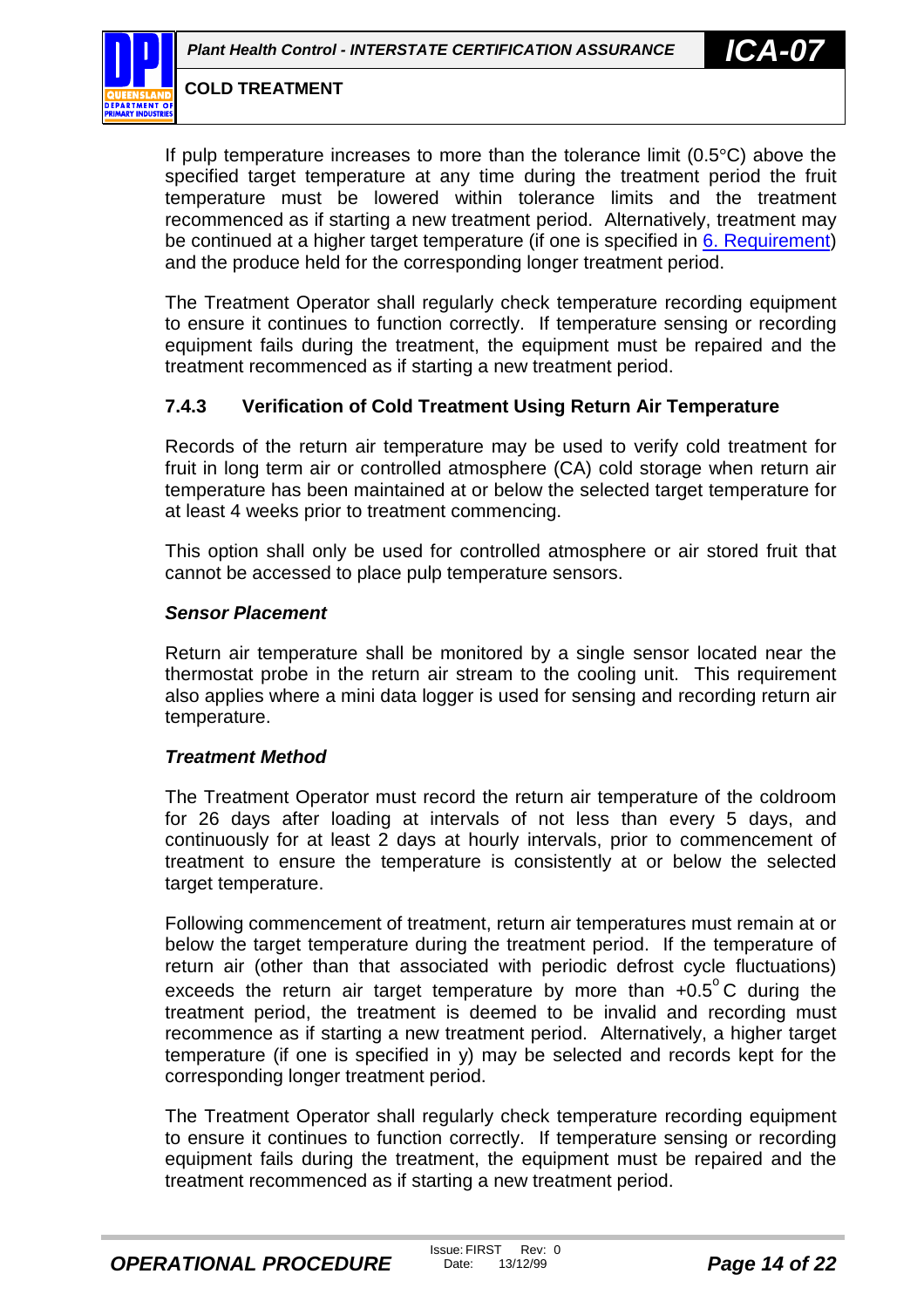If pulp temperature increases to more than the tolerance limit (0.5°C) above the specified target temperature at any time during the treatment period the fruit temperature must be lowered within tolerance limits and the treatment recommenced as if starting a new treatment period. Alternatively, treatment may be continued at a higher target temperature (if one is specified in 6. Requirement) and the produce held for the corresponding longer treatment period.

The Treatment Operator shall regularly check temperature recording equipment to ensure it continues to function correctly. If temperature sensing or recording equipment fails during the treatment, the equipment must be repaired and the treatment recommenced as if starting a new treatment period.

### 7.4.3 Verification of Cold Treatment Using Return Air Temperature

Records of the return air temperature may be used to verify cold treatment for fruit in long term air or controlled atmosphere (CA) cold storage when return air temperature has been maintained at or below the selected target temperature for at least 4 weeks prior to treatment commencing.

This option shall only be used for controlled atmosphere or air stored fruit that cannot be accessed to place pulp temperature sensors.

***Sensor Placement***

Return air temperature shall be monitored by a single sensor located near the thermostat probe in the return air stream to the cooling unit. This requirement also applies where a mini data logger is used for sensing and recording return air temperature.

***Treatment Method***

The Treatment Operator must record the return air temperature of the coldroom for 26 days after loading at intervals of not less than every 5 days, and continuously for at least 2 days at hourly intervals, prior to commencement of treatment to ensure the temperature is consistently at or below the selected target temperature.

Following commencement of treatment, return air temperatures must remain at or below the target temperature during the treatment period. If the temperature of return air (other than that associated with periodic defrost cycle fluctuations) exceeds the return air target temperature by more than +0.5°C during the treatment period, the treatment is deemed to be invalid and recording must recommence as if starting a new treatment period. Alternatively, a higher target temperature (if one is specified in y) may be selected and records kept for the corresponding longer treatment period.

The Treatment Operator shall regularly check temperature recording equipment to ensure it continues to function correctly. If temperature sensing or recording equipment fails during the treatment, the equipment must be repaired and the treatment recommenced as if starting a new treatment period.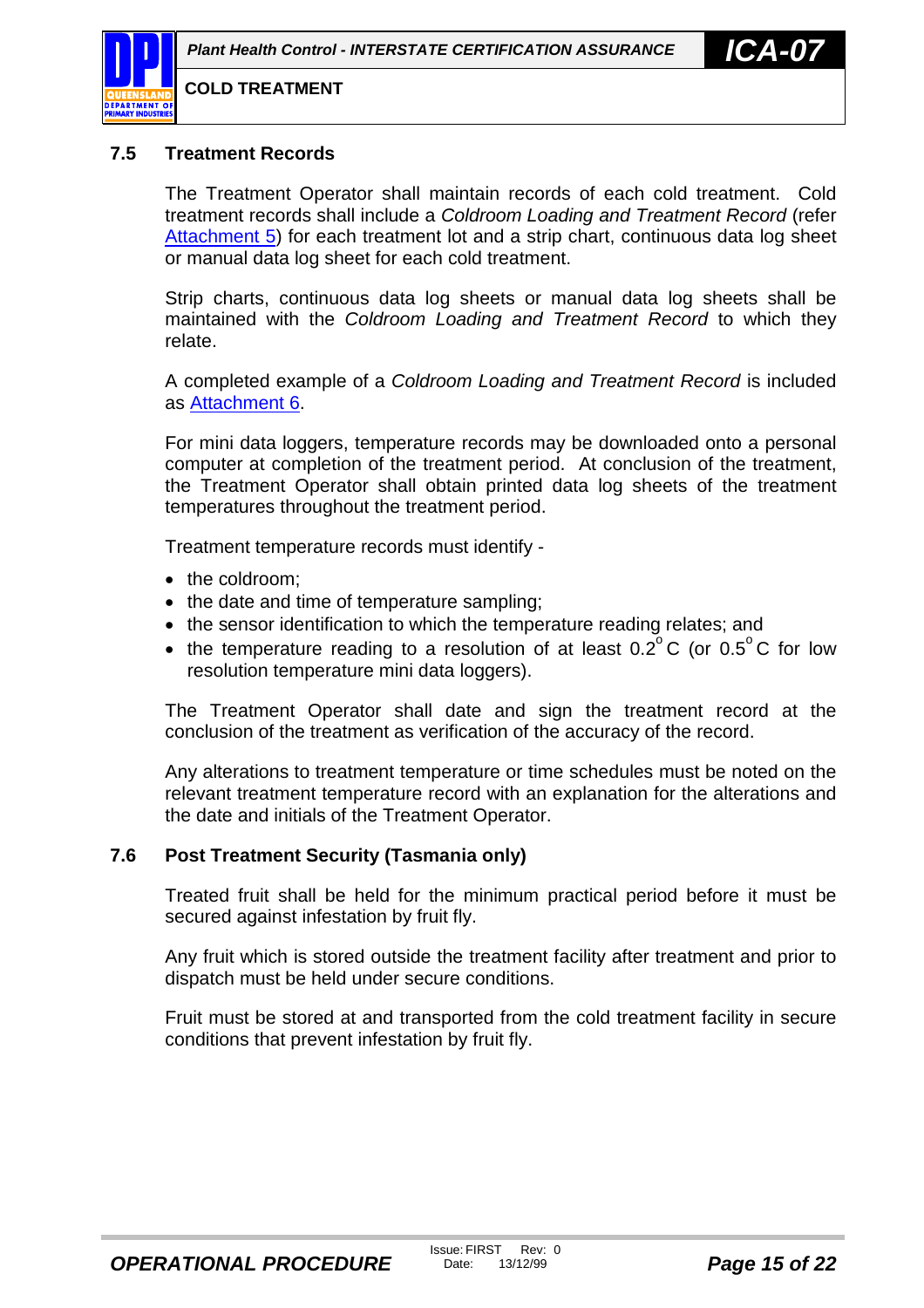### 7.5 Treatment Records

The Treatment Operator shall maintain records of each cold treatment. Cold treatment records shall include a *Coldroom Loading and Treatment Record* (refer Attachment 5) for each treatment lot and a strip chart, continuous data log sheet or manual data log sheet for each cold treatment.

Strip charts, continuous data log sheets or manual data log sheets shall be maintained with the *Coldroom Loading and Treatment Record* to which they relate.

A completed example of a *Coldroom Loading and Treatment Record* is included as Attachment 6.

For mini data loggers, temperature records may be downloaded onto a personal computer at completion of the treatment period. At conclusion of the treatment, the Treatment Operator shall obtain printed data log sheets of the treatment temperatures throughout the treatment period.

Treatment temperature records must identify -

- the coldroom;
- the date and time of temperature sampling;
- the sensor identification to which the temperature reading relates; and
- the temperature reading to a resolution of at least 0.2°C (or 0.5°C for low resolution temperature mini data loggers).

The Treatment Operator shall date and sign the treatment record at the conclusion of the treatment as verification of the accuracy of the record.

Any alterations to treatment temperature or time schedules must be noted on the relevant treatment temperature record with an explanation for the alterations and the date and initials of the Treatment Operator.

### 7.6 Post Treatment Security (Tasmania only)

Treated fruit shall be held for the minimum practical period before it must be secured against infestation by fruit fly.

Any fruit which is stored outside the treatment facility after treatment and prior to dispatch must be held under secure conditions.

Fruit must be stored at and transported from the cold treatment facility in secure conditions that prevent infestation by fruit fly.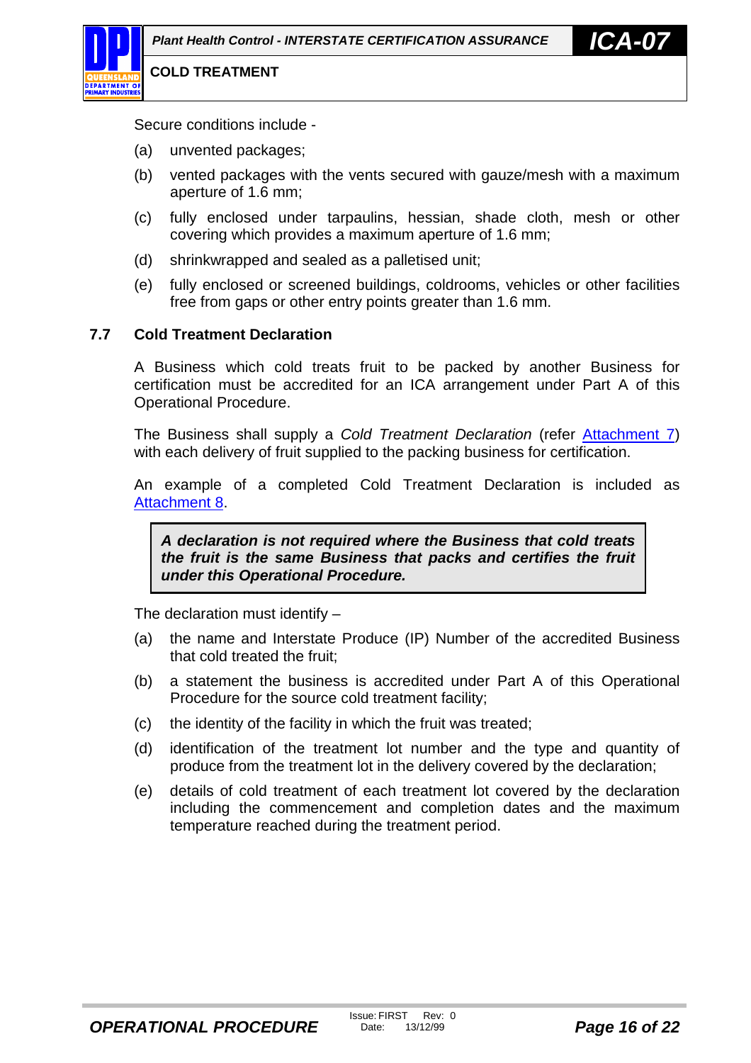Secure conditions include -

(a) unvented packages;

(b) vented packages with the vents secured with gauze/mesh with a maximum aperture of 1.6 mm;

(c) fully enclosed under tarpaulins, hessian, shade cloth, mesh or other covering which provides a maximum aperture of 1.6 mm;

(d) shrinkwrapped and sealed as a palletised unit;

(e) fully enclosed or screened buildings, coldrooms, vehicles or other facilities free from gaps or other entry points greater than 1.6 mm.

### 7.7 Cold Treatment Declaration

A Business which cold treats fruit to be packed by another Business for certification must be accredited for an ICA arrangement under Part A of this Operational Procedure.

The Business shall supply a *Cold Treatment Declaration* (refer Attachment 7) with each delivery of fruit supplied to the packing business for certification.

An example of a completed Cold Treatment Declaration is included as Attachment 8.

> ***A declaration is not required where the Business that cold treats the fruit is the same Business that packs and certifies the fruit under this Operational Procedure.***

The declaration must identify –

(a) the name and Interstate Produce (IP) Number of the accredited Business that cold treated the fruit;

(b) a statement the business is accredited under Part A of this Operational Procedure for the source cold treatment facility;

(c) the identity of the facility in which the fruit was treated;

(d) identification of the treatment lot number and the type and quantity of produce from the treatment lot in the delivery covered by the declaration;

(e) details of cold treatment of each treatment lot covered by the declaration including the commencement and completion dates and the maximum temperature reached during the treatment period.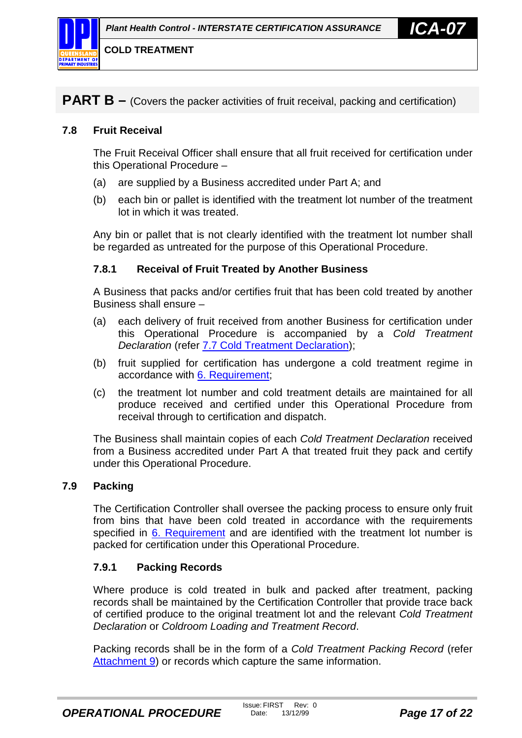## PART B – (Covers the packer activities of fruit receival, packing and certification)

### 7.8 Fruit Receival

The Fruit Receival Officer shall ensure that all fruit received for certification under this Operational Procedure –

(a) are supplied by a Business accredited under Part A; and

(b) each bin or pallet is identified with the treatment lot number of the treatment lot in which it was treated.

Any bin or pallet that is not clearly identified with the treatment lot number shall be regarded as untreated for the purpose of this Operational Procedure.

#### 7.8.1 Receival of Fruit Treated by Another Business

A Business that packs and/or certifies fruit that has been cold treated by another Business shall ensure –

(a) each delivery of fruit received from another Business for certification under this Operational Procedure is accompanied by a *Cold Treatment Declaration* (refer 7.7 Cold Treatment Declaration);

(b) fruit supplied for certification has undergone a cold treatment regime in accordance with 6. Requirement;

(c) the treatment lot number and cold treatment details are maintained for all produce received and certified under this Operational Procedure from receival through to certification and dispatch.

The Business shall maintain copies of each *Cold Treatment Declaration* received from a Business accredited under Part A that treated fruit they pack and certify under this Operational Procedure.

### 7.9 Packing

The Certification Controller shall oversee the packing process to ensure only fruit from bins that have been cold treated in accordance with the requirements specified in 6. Requirement and are identified with the treatment lot number is packed for certification under this Operational Procedure.

#### 7.9.1 Packing Records

Where produce is cold treated in bulk and packed after treatment, packing records shall be maintained by the Certification Controller that provide trace back of certified produce to the original treatment lot and the relevant *Cold Treatment Declaration* or *Coldroom Loading and Treatment Record*.

Packing records shall be in the form of a *Cold Treatment Packing Record* (refer Attachment 9) or records which capture the same information.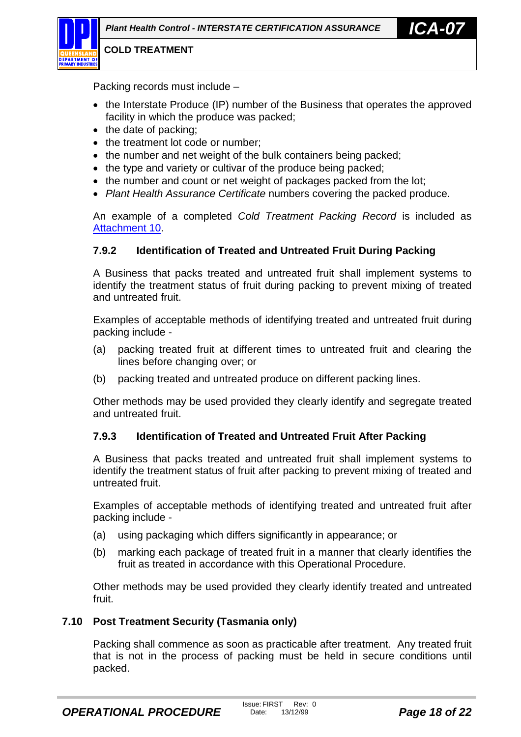Packing records must include –

- the Interstate Produce (IP) number of the Business that operates the approved facility in which the produce was packed;
- the date of packing;
- the treatment lot code or number;
- the number and net weight of the bulk containers being packed;
- the type and variety or cultivar of the produce being packed;
- the number and count or net weight of packages packed from the lot;
- *Plant Health Assurance Certificate* numbers covering the packed produce.

An example of a completed *Cold Treatment Packing Record* is included as Attachment 10.

### 7.9.2 Identification of Treated and Untreated Fruit During Packing

A Business that packs treated and untreated fruit shall implement systems to identify the treatment status of fruit during packing to prevent mixing of treated and untreated fruit.

Examples of acceptable methods of identifying treated and untreated fruit during packing include -

(a) packing treated fruit at different times to untreated fruit and clearing the lines before changing over; or

(b) packing treated and untreated produce on different packing lines.

Other methods may be used provided they clearly identify and segregate treated and untreated fruit.

### 7.9.3 Identification of Treated and Untreated Fruit After Packing

A Business that packs treated and untreated fruit shall implement systems to identify the treatment status of fruit after packing to prevent mixing of treated and untreated fruit.

Examples of acceptable methods of identifying treated and untreated fruit after packing include -

(a) using packaging which differs significantly in appearance; or

(b) marking each package of treated fruit in a manner that clearly identifies the fruit as treated in accordance with this Operational Procedure.

Other methods may be used provided they clearly identify treated and untreated fruit.

## 7.10 Post Treatment Security (Tasmania only)

Packing shall commence as soon as practicable after treatment. Any treated fruit that is not in the process of packing must be held in secure conditions until packed.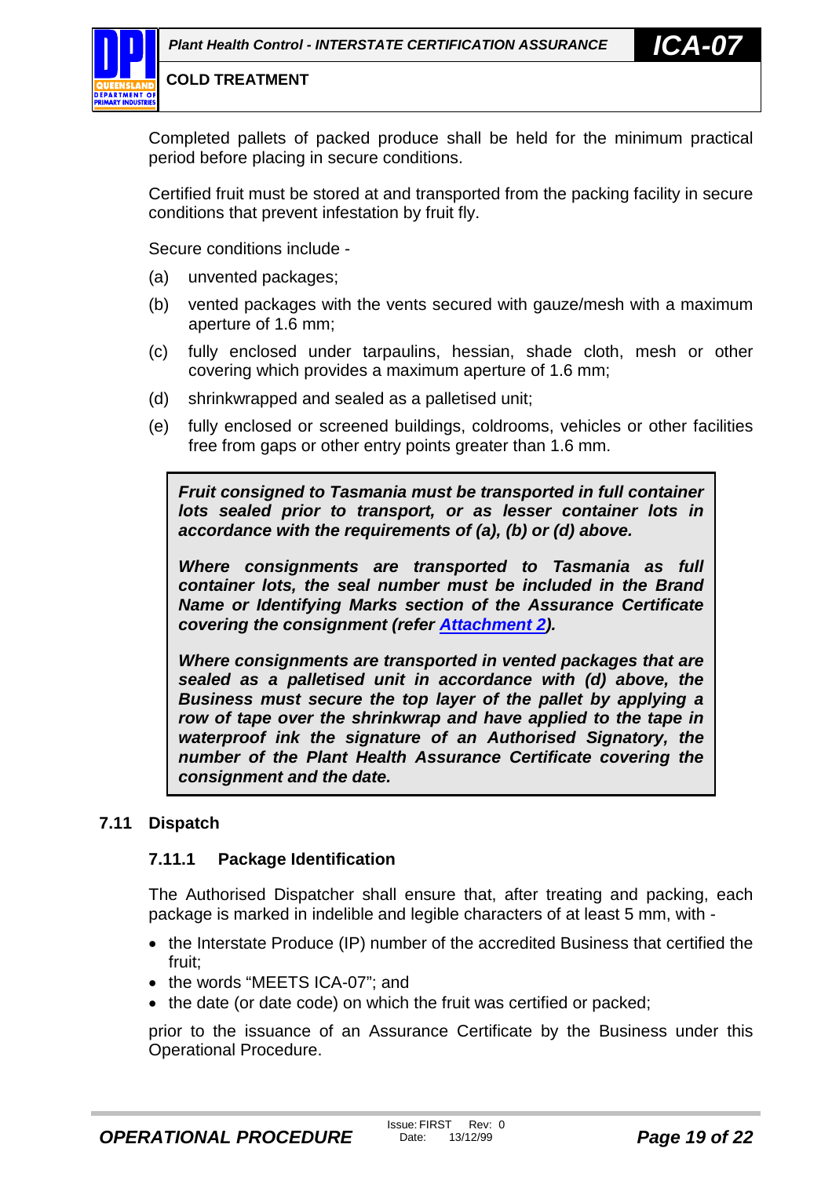Completed pallets of packed produce shall be held for the minimum practical period before placing in secure conditions.

Certified fruit must be stored at and transported from the packing facility in secure conditions that prevent infestation by fruit fly.

Secure conditions include -

(a) unvented packages;

(b) vented packages with the vents secured with gauze/mesh with a maximum aperture of 1.6 mm;

(c) fully enclosed under tarpaulins, hessian, shade cloth, mesh or other covering which provides a maximum aperture of 1.6 mm;

(d) shrinkwrapped and sealed as a palletised unit;

(e) fully enclosed or screened buildings, coldrooms, vehicles or other facilities free from gaps or other entry points greater than 1.6 mm.

> ***Fruit consigned to Tasmania must be transported in full container lots sealed prior to transport, or as lesser container lots in accordance with the requirements of (a), (b) or (d) above.***
>
> ***Where consignments are transported to Tasmania as full container lots, the seal number must be included in the Brand Name or Identifying Marks section of the Assurance Certificate covering the consignment (refer Attachment 2).***
>
> ***Where consignments are transported in vented packages that are sealed as a palletised unit in accordance with (d) above, the Business must secure the top layer of the pallet by applying a row of tape over the shrinkwrap and have applied to the tape in waterproof ink the signature of an Authorised Signatory, the number of the Plant Health Assurance Certificate covering the consignment and the date.***

## 7.11 Dispatch

### 7.11.1 Package Identification

The Authorised Dispatcher shall ensure that, after treating and packing, each package is marked in indelible and legible characters of at least 5 mm, with -

- the Interstate Produce (IP) number of the accredited Business that certified the fruit;
- the words "MEETS ICA-07"; and
- the date (or date code) on which the fruit was certified or packed;

prior to the issuance of an Assurance Certificate by the Business under this Operational Procedure.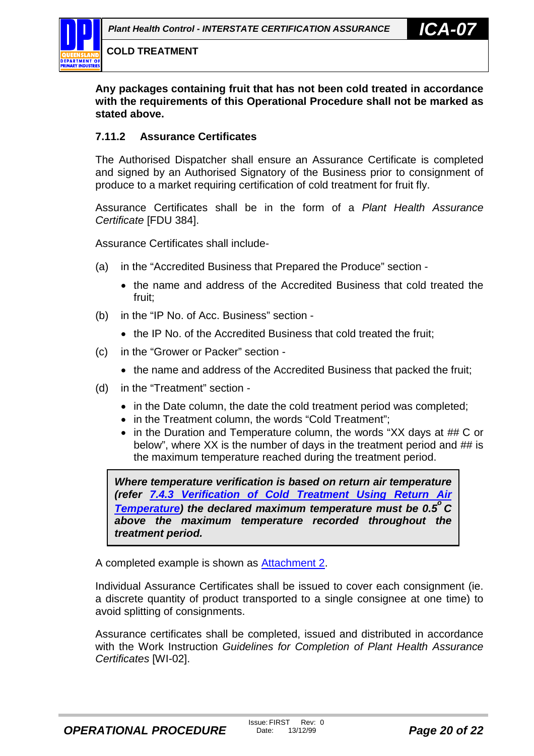**Any packages containing fruit that has not been cold treated in accordance with the requirements of this Operational Procedure shall not be marked as stated above.**

#### 7.11.2 Assurance Certificates

The Authorised Dispatcher shall ensure an Assurance Certificate is completed and signed by an Authorised Signatory of the Business prior to consignment of produce to a market requiring certification of cold treatment for fruit fly.

Assurance Certificates shall be in the form of a *Plant Health Assurance Certificate* [FDU 384].

Assurance Certificates shall include-

(a) in the "Accredited Business that Prepared the Produce" section -
- the name and address of the Accredited Business that cold treated the fruit;

(b) in the "IP No. of Acc. Business" section -
- the IP No. of the Accredited Business that cold treated the fruit;

(c) in the "Grower or Packer" section -
- the name and address of the Accredited Business that packed the fruit;

(d) in the "Treatment" section -
- in the Date column, the date the cold treatment period was completed;
- in the Treatment column, the words "Cold Treatment";
- in the Duration and Temperature column, the words "XX days at ## C or below", where XX is the number of days in the treatment period and ## is the maximum temperature reached during the treatment period.

> ***Where temperature verification is based on return air temperature (refer 7.4.3 Verification of Cold Treatment Using Return Air Temperature) the declared maximum temperature must be 0.5°C above the maximum temperature recorded throughout the treatment period.***

A completed example is shown as Attachment 2.

Individual Assurance Certificates shall be issued to cover each consignment (ie. a discrete quantity of product transported to a single consignee at one time) to avoid splitting of consignments.

Assurance certificates shall be completed, issued and distributed in accordance with the Work Instruction *Guidelines for Completion of Plant Health Assurance Certificates* [WI-02].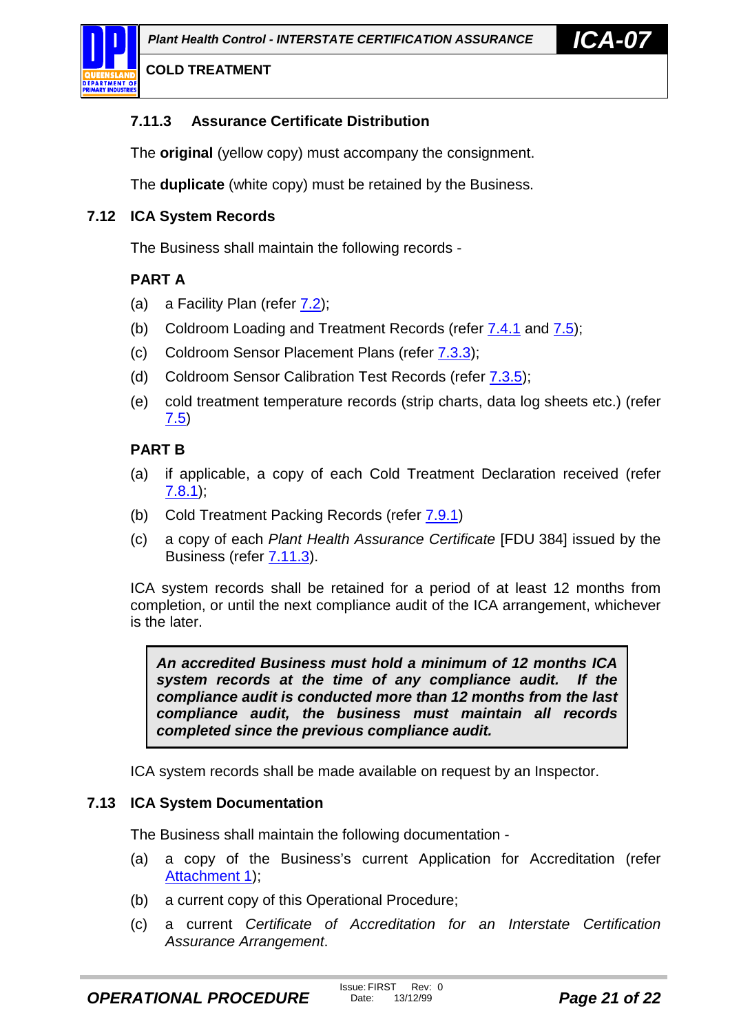#### 7.11.3 Assurance Certificate Distribution

The **original** (yellow copy) must accompany the consignment.

The **duplicate** (white copy) must be retained by the Business.

### 7.12 ICA System Records

The Business shall maintain the following records -

**PART A**

(a) a Facility Plan (refer 7.2);

(b) Coldroom Loading and Treatment Records (refer 7.4.1 and 7.5);

(c) Coldroom Sensor Placement Plans (refer 7.3.3);

(d) Coldroom Sensor Calibration Test Records (refer 7.3.5);

(e) cold treatment temperature records (strip charts, data log sheets etc.) (refer 7.5)

**PART B**

(a) if applicable, a copy of each Cold Treatment Declaration received (refer 7.8.1);

(b) Cold Treatment Packing Records (refer 7.9.1)

(c) a copy of each *Plant Health Assurance Certificate* [FDU 384] issued by the Business (refer 7.11.3).

ICA system records shall be retained for a period of at least 12 months from completion, or until the next compliance audit of the ICA arrangement, whichever is the later.

> ***An accredited Business must hold a minimum of 12 months ICA system records at the time of any compliance audit. If the compliance audit is conducted more than 12 months from the last compliance audit, the business must maintain all records completed since the previous compliance audit.***

ICA system records shall be made available on request by an Inspector.

### 7.13 ICA System Documentation

The Business shall maintain the following documentation -

(a) a copy of the Business's current Application for Accreditation (refer Attachment 1);

(b) a current copy of this Operational Procedure;

(c) a current *Certificate of Accreditation for an Interstate Certification Assurance Arrangement*.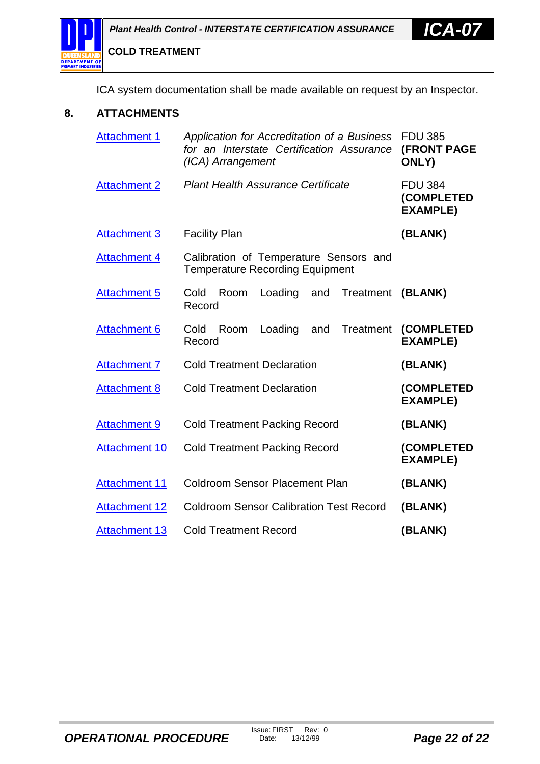ICA system documentation shall be made available on request by an Inspector.

## 8. ATTACHMENTS

| | | |
|---|---|---|
| Attachment 1 | *Application for Accreditation of a Business for an Interstate Certification Assurance (ICA) Arrangement* | FDU 385 **(FRONT PAGE ONLY)** |
| Attachment 2 | *Plant Health Assurance Certificate* | FDU 384 **(COMPLETED EXAMPLE)** |
| Attachment 3 | Facility Plan | **(BLANK)** |
| Attachment 4 | Calibration of Temperature Sensors and Temperature Recording Equipment | |
| Attachment 5 | Cold Room Loading and Treatment Record | **(BLANK)** |
| Attachment 6 | Cold Room Loading and Treatment Record | **(COMPLETED EXAMPLE)** |
| Attachment 7 | Cold Treatment Declaration | **(BLANK)** |
| Attachment 8 | Cold Treatment Declaration | **(COMPLETED EXAMPLE)** |
| Attachment 9 | Cold Treatment Packing Record | **(BLANK)** |
| Attachment 10 | Cold Treatment Packing Record | **(COMPLETED EXAMPLE)** |
| Attachment 11 | Coldroom Sensor Placement Plan | **(BLANK)** |
| Attachment 12 | Coldroom Sensor Calibration Test Record | **(BLANK)** |
| Attachment 13 | Cold Treatment Record | **(BLANK)** |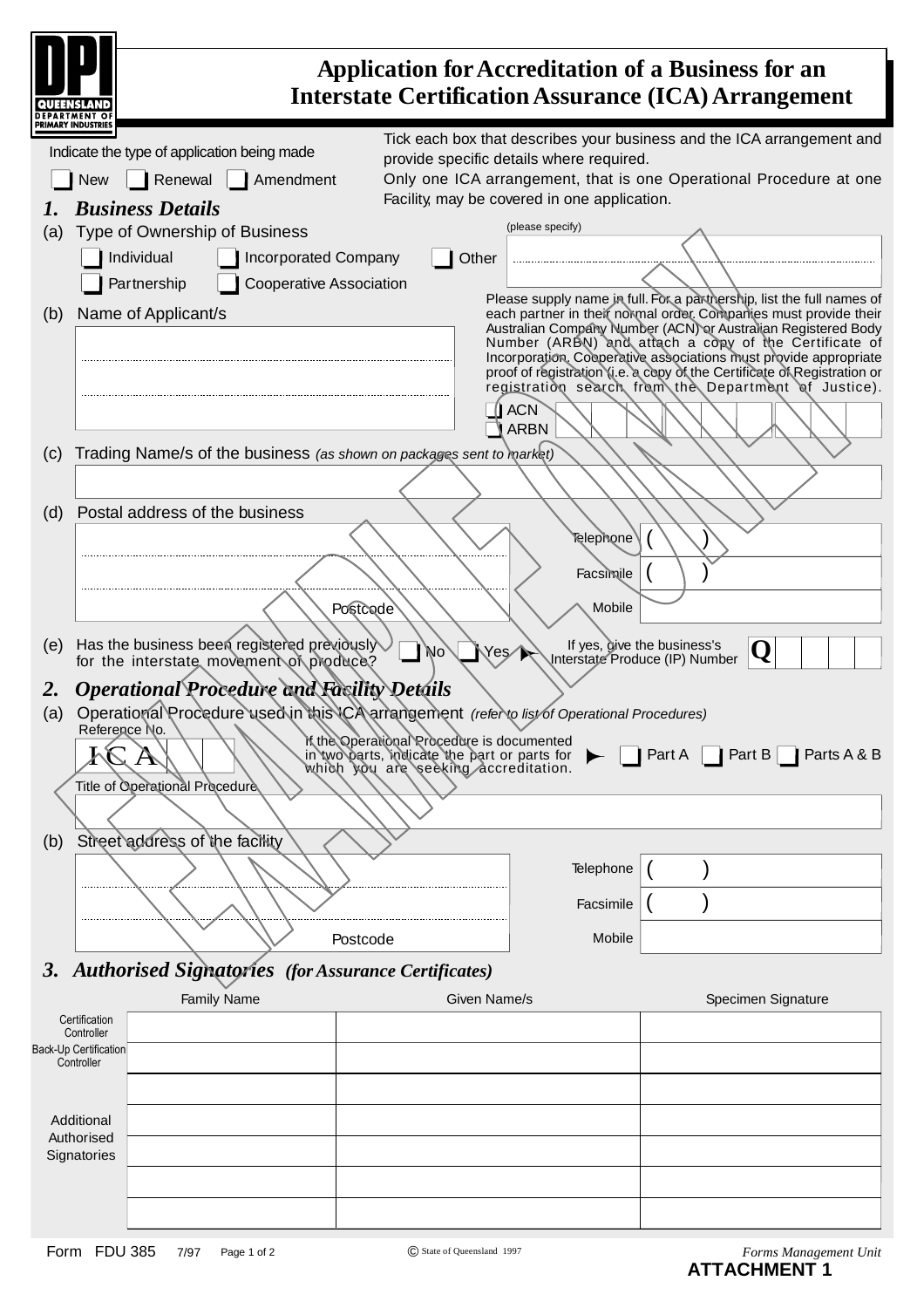DPI QUEENSLAND DEPARTMENT OF PRIMARY INDUSTRIES

# Application for Accreditation of a Business for an Interstate Certification Assurance (ICA) Arrangement

Indicate the type of application being made

☐ New ☐ Renewal ☐ Amendment

Tick each box that describes your business and the ICA arrangement and provide specific details where required.
Only one ICA arrangement, that is one Operational Procedure at one Facility, may be covered in one application.

EXAMPLE ONLY

## 1. *Business Details*

(a) Type of Ownership of Business

☐ Individual ☐ Incorporated Company ☐ Other (please specify) ..........

☐ Partnership ☐ Cooperative Association

(b) Name of Applicant/s

Please supply name in full. For a partnership, list the full names of each partner in their normal order. Companies must provide their Australian Company Number (ACN) or Australian Registered Body Number (ARBN) and attach a copy of the Certificate of Incorporation. Cooperative associations must provide appropriate proof of registration (i.e. a copy of the Certificate of Registration or registration search from the Department of Justice).

☐ ACN
☐ ARBN

(c) Trading Name/s of the business *(as shown on packages sent to market)*

(d) Postal address of the business

Postcode

Telephone ( )
Facsimile ( )
Mobile

(e) Has the business been registered previously for the interstate movement of produce? ☐ No ☐ Yes ► If yes, give the business's Interstate Produce (IP) Number **Q**

## 2. *Operational Procedure and Facility Details*

(a) Operational Procedure used in this ICA arrangement *(refer to list of Operational Procedures)*

Reference No.

ICA

If the Operational Procedure is documented in two parts, indicate the part or parts for which you are seeking accreditation. ► ☐ Part A ☐ Part B ☐ Parts A & B

Title of Operational Procedure

(b) Street address of the facility

Postcode

Telephone ( )
Facsimile ( )
Mobile

## 3. *Authorised Signatories* (for Assurance Certificates)

| | Family Name | Given Name/s | Specimen Signature |
|---|---|---|---|
| Certification Controller | | | |
| Back-Up Certification Controller | | | |
| Additional Authorised Signatories | | | |
| | | | |
| | | | |
| | | | |
| | | | |

Form FDU 385 7/97 © State of Queensland 1997 *Forms Management Unit*

**ATTACHMENT 1**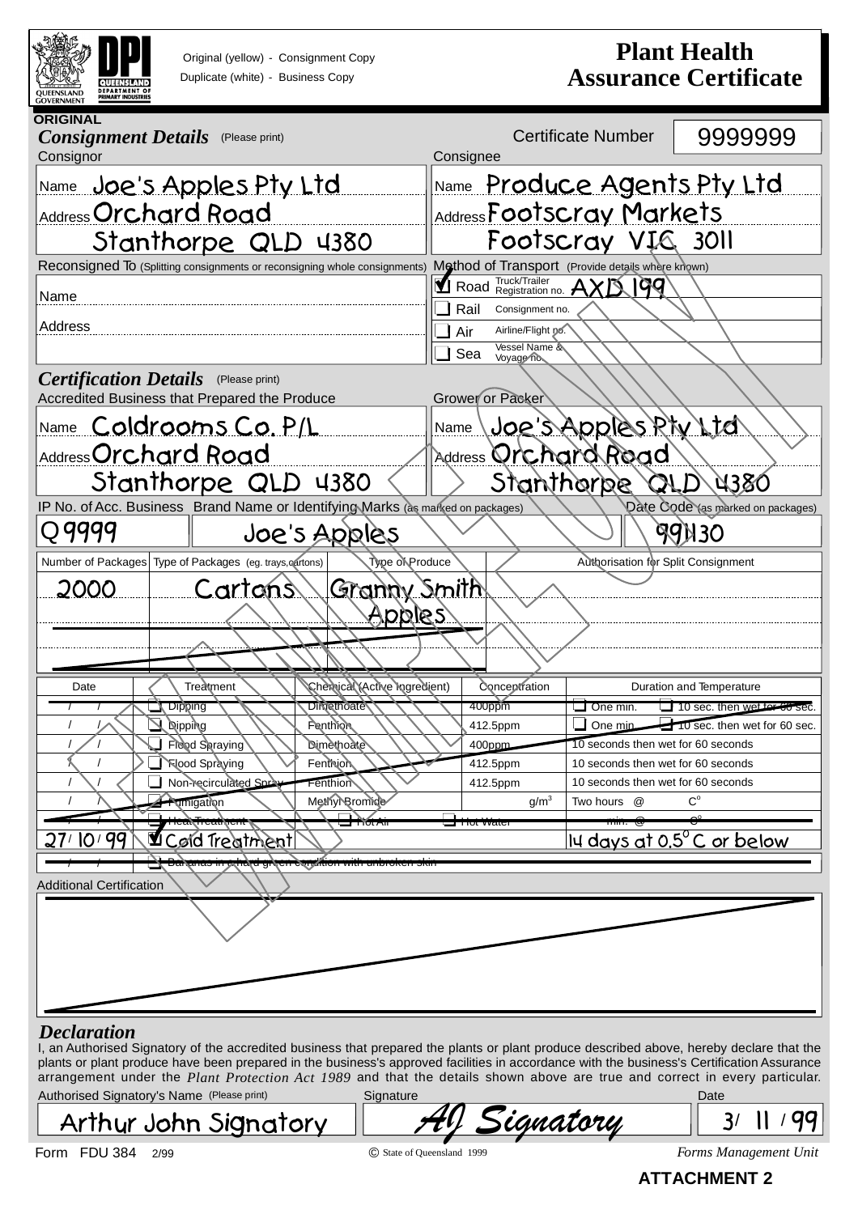Original (yellow) - Consignment Copy
Duplicate (white) - Business Copy

# Plant Health Assurance Certificate

ORIGINAL

## Consignment Details (Please print)

Certificate Number: 9999999

| Consignor | Consignee |
|---|---|
| Name: Joe's Apples Pty Ltd | Name: Produce Agents Pty Ltd |
| Address: Orchard Road, Stanthorpe QLD 4380 | Address: Footscray Markets, Footscray VIC 3011 |

**Reconsigned To** (Splitting consignments or reconsigning whole consignments)

Name:

Address:

**Method of Transport** (Provide details where known)

| | Method | Details |
|---|---|---|
| ☑ | Road | Truck/Trailer Registration no. AXD 199 |
| ☐ | Rail | Consignment no. |
| ☐ | Air | Airline/Flight no. |
| ☐ | Sea | Vessel Name & Voyage no. |

## Certification Details (Please print)

| Accredited Business that Prepared the Produce | Grower or Packer |
|---|---|
| Name: Coldrooms Co. P/L | Name: Joe's Apples Pty Ltd |
| Address: Orchard Road, Stanthorpe QLD 4380 | Address: Orchard Road, Stanthorpe QLD 4380 |

| IP No. of Acc. Business | Brand Name or Identifying Marks (as marked on packages) | Date Code (as marked on packages) |
|---|---|---|
| Q9999 | Joe's Apples | 991130 |

| Number of Packages | Type of Packages (eg. trays,cartons) | Type of Produce | Authorisation for Split Consignment |
|---|---|---|---|
| 2000 | Cartons | Granny Smith Apples | |

| Date | Treatment | Chemical (Active Ingredient) | Concentration | Duration and Temperature |
|---|---|---|---|---|
| / / | ☐ Dipping | Dimethoate | 400ppm | ☐ One min. ☐ 10 sec. then wet for 60 sec. |
| / / | ☐ Dipping | Fenthion | 412.5ppm | ☐ One min. ☐ 10 sec. then wet for 60 sec. |
| / / | ☐ Flood Spraying | Dimethoate | 400ppm | 10 seconds then wet for 60 seconds |
| / / | ☐ Flood Spraying | Fenthion | 412.5ppm | 10 seconds then wet for 60 seconds |
| / / | ☐ Non-recirculated Spray | Fenthion | 412.5ppm | 10 seconds then wet for 60 seconds |
| / / | ☐ Fumigation | Methyl Bromide | g/m³ | Two hours @ C° |
| / / | ☐ Heat Treatment | ☐ Hot Air ☐ Hot Water | | min. @ C° |
| 27/10/99 | ☑ Cold Treatment | | | 14 days at 0.5°C or below |
| / / | ☐ Bananas in a hard green condition with unbroken skin | | | |

**Additional Certification**

## Declaration

I, an Authorised Signatory of the accredited business that prepared the plants or plant produce described above, hereby declare that the plants or plant produce have been prepared in the business's approved facilities in accordance with the business's Certification Assurance arrangement under the *Plant Protection Act 1989* and that the details shown above are true and correct in every particular.

| Authorised Signatory's Name (Please print) | Signature | Date |
|---|---|---|
| Arthur John Signatory | AJ Signatory | 3/11/99 |

Form FDU 384 2/99 © State of Queensland 1999 *Forms Management Unit*

**ATTACHMENT 2**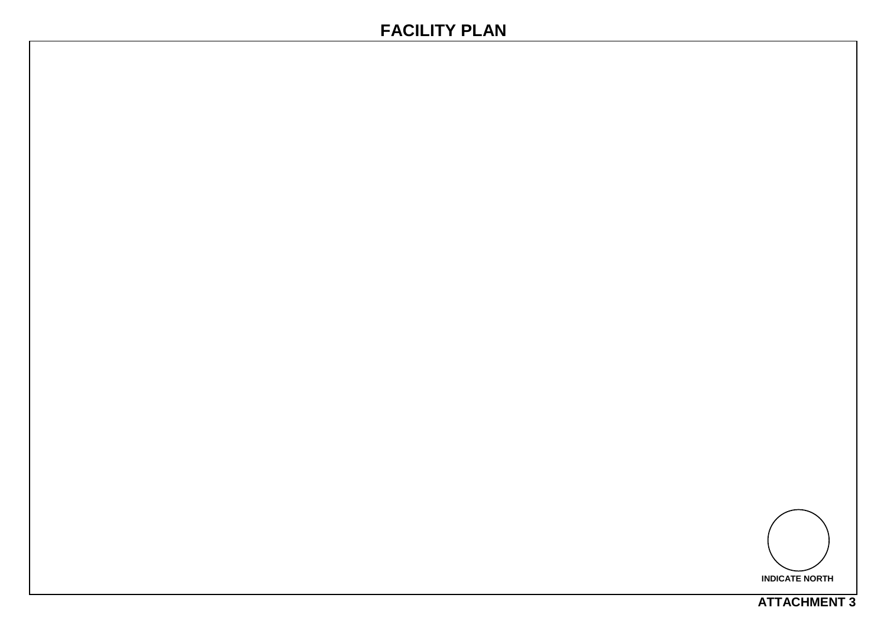# FACILITY PLAN

INDICATE NORTH

**ATTACHMENT 3**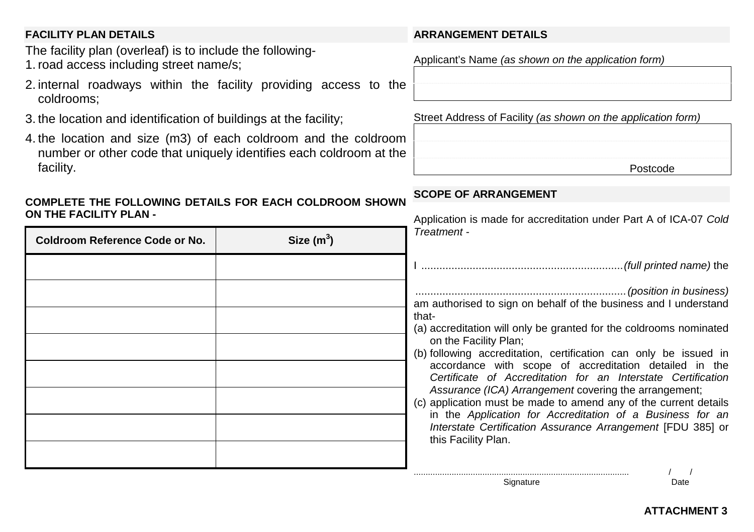## FACILITY PLAN DETAILS

The facility plan (overleaf) is to include the following-

1. road access including street name/s;
2. internal roadways within the facility providing access to the coldrooms;
3. the location and identification of buildings at the facility;
4. the location and size (m3) of each coldroom and the coldroom number or other code that uniquely identifies each coldroom at the facility.

**COMPLETE THE FOLLOWING DETAILS FOR EACH COLDROOM SHOWN ON THE FACILITY PLAN -**

| Coldroom Reference Code or No. | Size ($m^3$) |
|---|---|
| | |
| | |
| | |
| | |
| | |
| | |
| | |
| | |

## ARRANGEMENT DETAILS

Applicant's Name *(as shown on the application form)*

| |
|---|
| |
| |

Street Address of Facility *(as shown on the application form)*

| |
|---|
| |
| |
| Postcode |

## SCOPE OF ARRANGEMENT

Application is made for accreditation under Part A of ICA-07 *Cold Treatment* -

I ..................................................................*(full printed name)* the

.....................................................................*(position in business)* am authorised to sign on behalf of the business and I understand that-

(a) accreditation will only be granted for the coldrooms nominated on the Facility Plan;
(b) following accreditation, certification can only be issued in accordance with scope of accreditation detailed in the *Certificate of Accreditation for an Interstate Certification Assurance (ICA) Arrangement* covering the arrangement;
(c) application must be made to amend any of the current details in the *Application for Accreditation of a Business for an Interstate Certification Assurance Arrangement* [FDU 385] or this Facility Plan.

........................................................................................ &nbsp;&nbsp;&nbsp;&nbsp; / &nbsp;&nbsp; /

Signature &nbsp;&nbsp;&nbsp;&nbsp;&nbsp;&nbsp;&nbsp;&nbsp;&nbsp;&nbsp;&nbsp;&nbsp;&nbsp;&nbsp;&nbsp;&nbsp;&nbsp;&nbsp;&nbsp;&nbsp; Date

**ATTACHMENT 3**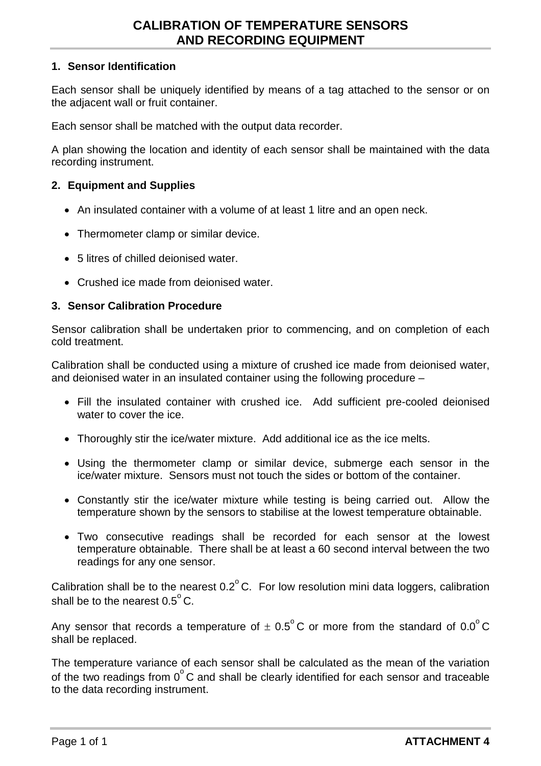# CALIBRATION OF TEMPERATURE SENSORS AND RECORDING EQUIPMENT

## 1. Sensor Identification

Each sensor shall be uniquely identified by means of a tag attached to the sensor or on the adjacent wall or fruit container.

Each sensor shall be matched with the output data recorder.

A plan showing the location and identity of each sensor shall be maintained with the data recording instrument.

## 2. Equipment and Supplies

- An insulated container with a volume of at least 1 litre and an open neck.
- Thermometer clamp or similar device.
- 5 litres of chilled deionised water.
- Crushed ice made from deionised water.

## 3. Sensor Calibration Procedure

Sensor calibration shall be undertaken prior to commencing, and on completion of each cold treatment.

Calibration shall be conducted using a mixture of crushed ice made from deionised water, and deionised water in an insulated container using the following procedure –

- Fill the insulated container with crushed ice. Add sufficient pre-cooled deionised water to cover the ice.
- Thoroughly stir the ice/water mixture. Add additional ice as the ice melts.
- Using the thermometer clamp or similar device, submerge each sensor in the ice/water mixture. Sensors must not touch the sides or bottom of the container.
- Constantly stir the ice/water mixture while testing is being carried out. Allow the temperature shown by the sensors to stabilise at the lowest temperature obtainable.
- Two consecutive readings shall be recorded for each sensor at the lowest temperature obtainable. There shall be at least a 60 second interval between the two readings for any one sensor.

Calibration shall be to the nearest 0.2$^{o}$ C. For low resolution mini data loggers, calibration shall be to the nearest 0.5$^{o}$ C.

Any sensor that records a temperature of $\pm$ 0.5$^{o}$ C or more from the standard of 0.0$^{o}$ C shall be replaced.

The temperature variance of each sensor shall be calculated as the mean of the variation of the two readings from 0$^{o}$ C and shall be clearly identified for each sensor and traceable to the data recording instrument.

**ATTACHMENT 4**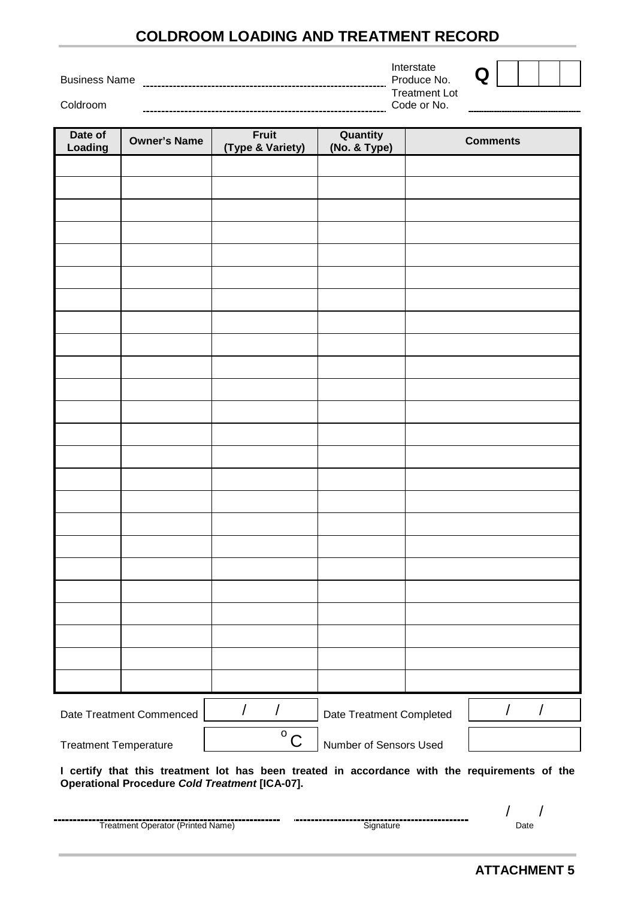# COLDROOM LOADING AND TREATMENT RECORD

Business Name ..........................................................................

Coldroom ..........................................................................

Interstate Produce No. **Q** | | | | |

Treatment Lot Code or No. ..........................................

| Date of Loading | Owner's Name | Fruit (Type & Variety) | Quantity (No. & Type) | Comments |
|---|---|---|---|---|
| | | | | |
| | | | | |
| | | | | |
| | | | | |
| | | | | |
| | | | | |
| | | | | |
| | | | | |
| | | | | |
| | | | | |
| | | | | |
| | | | | |
| | | | | |
| | | | | |
| | | | | |
| | | | | |
| | | | | |
| | | | | |
| | | | | |
| | | | | |
| | | | | |
| | | | | |
| | | | | |
| | | | | |

| | | | |
|---|---|---|---|
| Date Treatment Commenced | / / | Date Treatment Completed | / / |
| Treatment Temperature | °C | Number of Sensors Used | |

**I certify that this treatment lot has been treated in accordance with the requirements of the Operational Procedure *Cold Treatment* [ICA-07].**

.......................................................... .......................................................... / /

Treatment Operator (Printed Name) Signature Date

**ATTACHMENT 5**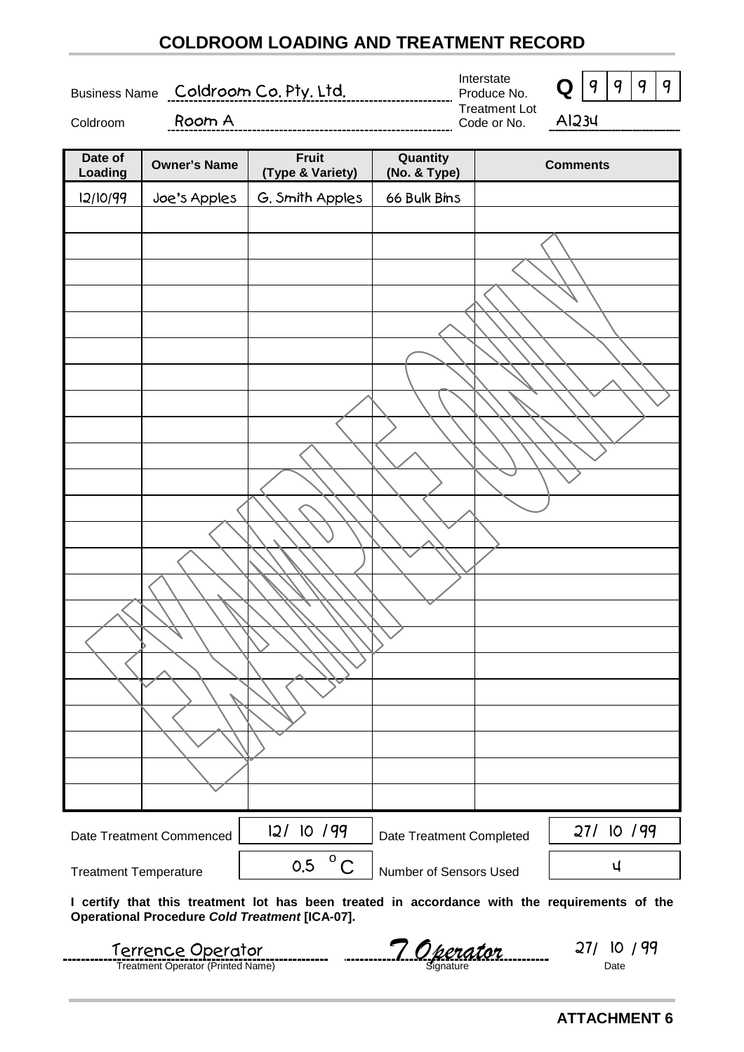# COLDROOM LOADING AND TREATMENT RECORD

Business Name: Coldroom Co. Pty. Ltd.

Coldroom: Room A

Interstate Produce No.: Q 9 9 9 9

Treatment Lot Code or No.: A1234

| Date of Loading | Owner's Name | Fruit (Type & Variety) | Quantity (No. & Type) | Comments |
|---|---|---|---|---|
| 12/10/99 | Joe's Apples | G. Smith Apples | 66 Bulk Bins | |
| | | | | |
| | | | | |
| | | | | |
| | | | | |
| | | | | |
| | | | | |
| | | | | |
| | | | | |
| | | | | |
| | | | | |
| | | | | |
| | | | | |
| | | | | |
| | | | | |
| | | | | |
| | | | | |
| | | | | |
| | | | | |
| | | | | |
| | | | | |
| | | | | |
| | | | | |
| | | | | |

EXAMPLE ONLY

| | | | |
|---|---|---|---|
| Date Treatment Commenced | 12/ 10 /99 | Date Treatment Completed | 27/ 10 /99 |
| Treatment Temperature | 0.5 °C | Number of Sensors Used | 4 |

**I certify that this treatment lot has been treated in accordance with the requirements of the Operational Procedure *Cold Treatment* [ICA-07].**

Terrence Operator — Treatment Operator (Printed Name)

T Operator — Signature

27/ 10 / 99 — Date

**ATTACHMENT 6**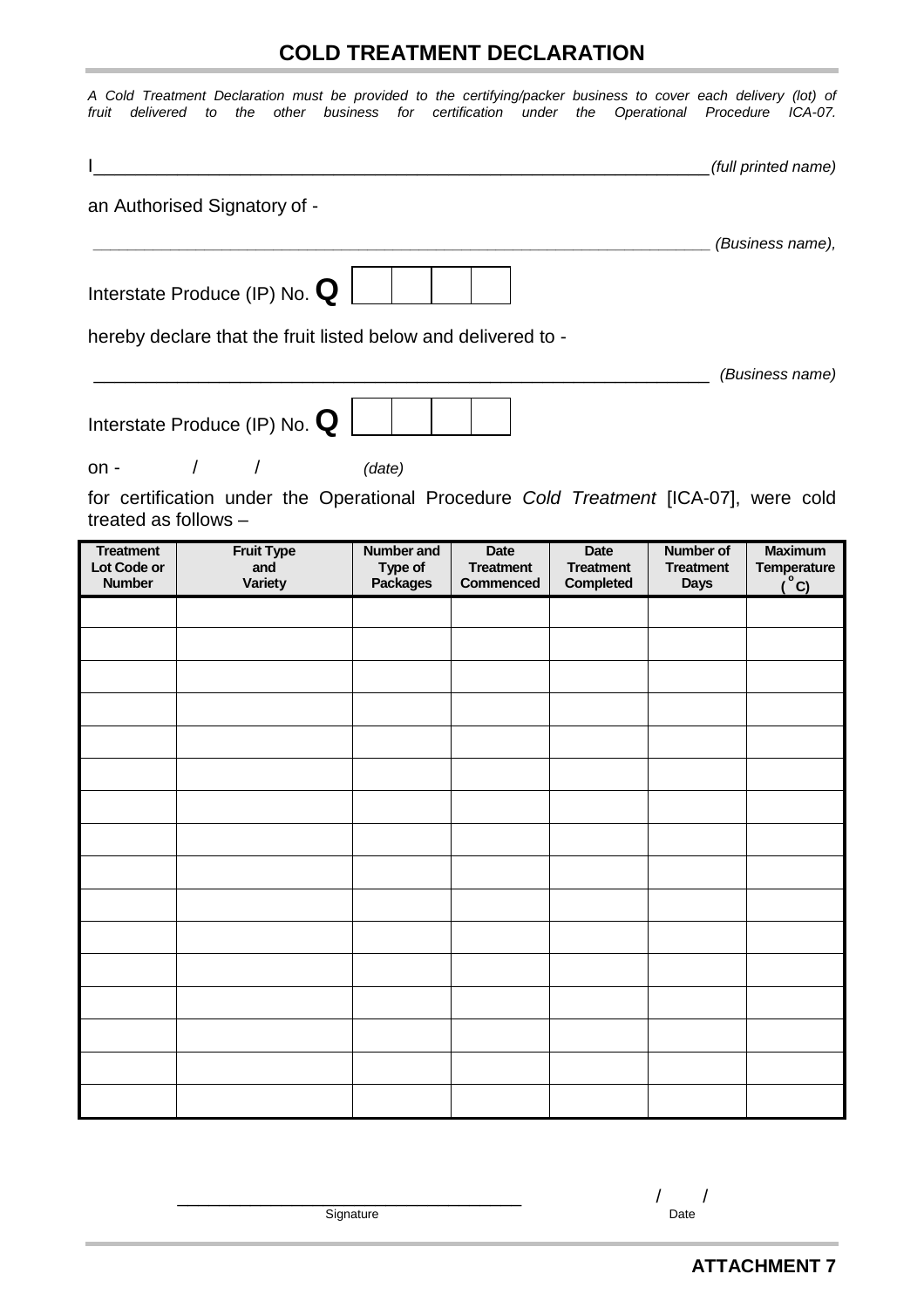# COLD TREATMENT DECLARATION

*A Cold Treatment Declaration must be provided to the certifying/packer business to cover each delivery (lot) of fruit delivered to the other business for certification under the Operational Procedure ICA-07.*

I_______________________________________________________________*(full printed name)*

an Authorised Signatory of -

_______________________________________________________________ *(Business name),*

Interstate Produce (IP) No. **Q** | | | | |

hereby declare that the fruit listed below and delivered to -

_______________________________________________________________ *(Business name)*

Interstate Produce (IP) No. **Q** | | | | |

on - / / *(date)*

for certification under the Operational Procedure *Cold Treatment* [ICA-07], were cold treated as follows –

| Treatment Lot Code or Number | Fruit Type and Variety | Number and Type of Packages | Date Treatment Commenced | Date Treatment Completed | Number of Treatment Days | Maximum Temperature (°C) |
|---|---|---|---|---|---|---|
| | | | | | | |
| | | | | | | |
| | | | | | | |
| | | | | | | |
| | | | | | | |
| | | | | | | |
| | | | | | | |
| | | | | | | |
| | | | | | | |
| | | | | | | |
| | | | | | | |
| | | | | | | |
| | | | | | | |
| | | | | | | |
| | | | | | | |
| | | | | | | |

_________________________________ / /

Signature Date

**ATTACHMENT 7**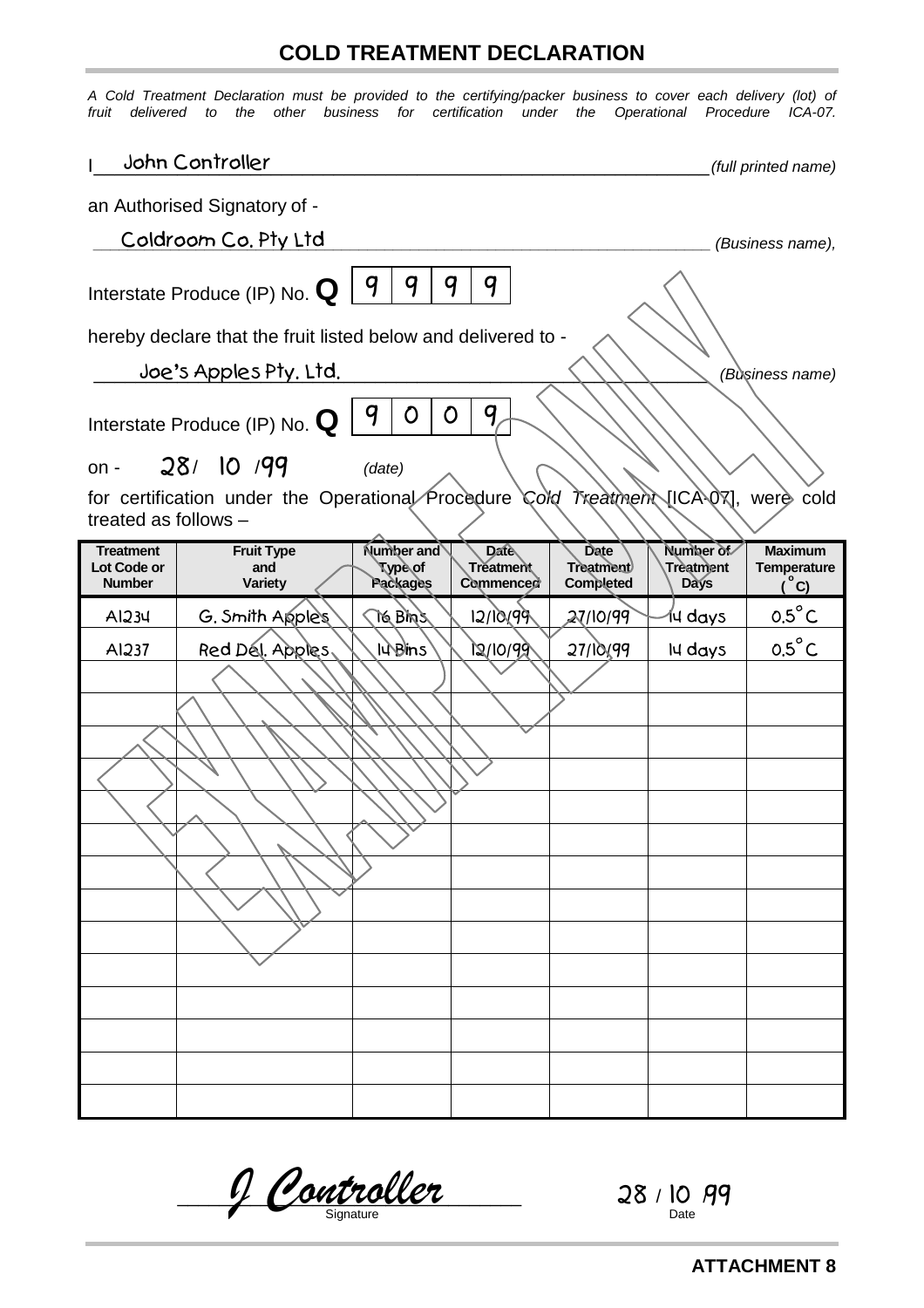# COLD TREATMENT DECLARATION

*A Cold Treatment Declaration must be provided to the certifying/packer business to cover each delivery (lot) of fruit delivered to the other business for certification under the Operational Procedure ICA-07.*

I John Controller *(full printed name)*

an Authorised Signatory of -

Coldroom Co. Pty Ltd *(Business name),*

Interstate Produce (IP) No. **Q** 9 9 9 9

hereby declare that the fruit listed below and delivered to -

Joe's Apples Pty. Ltd. *(Business name)*

Interstate Produce (IP) No. **Q** 9 0 0 9

on - 28/ 10 /99 *(date)*

for certification under the Operational Procedure *Cold Treatment* [ICA-07], were cold treated as follows –

| Treatment Lot Code or Number | Fruit Type and Variety | Number and Type of Packages | Date Treatment Commenced | Date Treatment Completed | Number of Treatment Days | Maximum Temperature (°C) |
|---|---|---|---|---|---|---|
| A1234 | G. Smith Apples | 16 Bins | 12/10/99 | 27/10/99 | 14 days | 0.5°C |
| A1237 | Red Del. Apples | 14 Bins | 12/10/99 | 27/10/99 | 14 days | 0.5°C |
| | | | | | | |
| | | | | | | |
| | | | | | | |
| | | | | | | |
| | | | | | | |
| | | | | | | |
| | | | | | | |
| | | | | | | |
| | | | | | | |
| | | | | | | |
| | | | | | | |
| | | | | | | |
| | | | | | | |
| | | | | | | |

J Controller
Signature

28 / 10 /99
Date

**ATTACHMENT 8**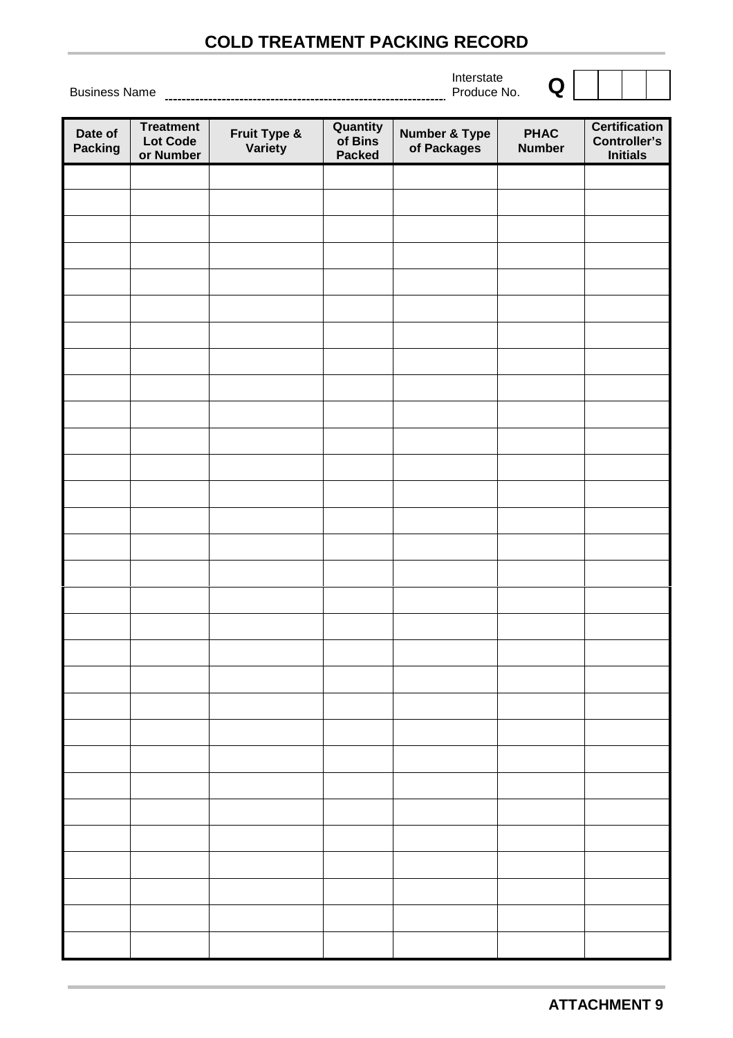# COLD TREATMENT PACKING RECORD

Business Name ............................................................ Interstate Produce No. **Q** | | | | |

| Date of Packing | Treatment Lot Code or Number | Fruit Type & Variety | Quantity of Bins Packed | Number & Type of Packages | PHAC Number | Certification Controller's Initials |
|---|---|---|---|---|---|---|
| | | | | | | |
| | | | | | | |
| | | | | | | |
| | | | | | | |
| | | | | | | |
| | | | | | | |
| | | | | | | |
| | | | | | | |
| | | | | | | |
| | | | | | | |
| | | | | | | |
| | | | | | | |
| | | | | | | |
| | | | | | | |
| | | | | | | |
| | | | | | | |
| | | | | | | |
| | | | | | | |
| | | | | | | |
| | | | | | | |
| | | | | | | |
| | | | | | | |
| | | | | | | |
| | | | | | | |
| | | | | | | |
| | | | | | | |
| | | | | | | |
| | | | | | | |
| | | | | | | |

**ATTACHMENT 9**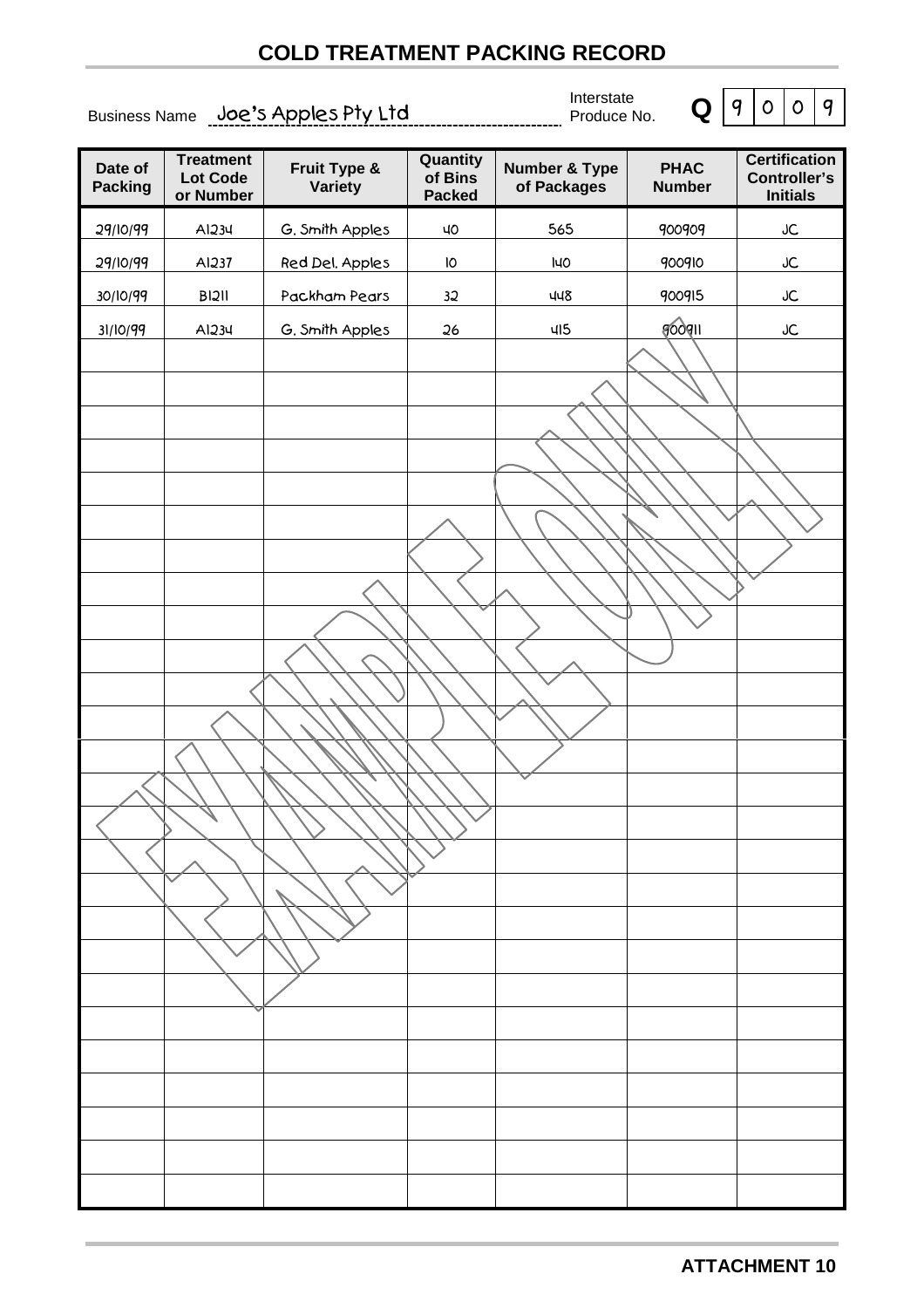# COLD TREATMENT PACKING RECORD

Business Name: Joe's Apples Pty Ltd

Interstate Produce No. **Q** 9 0 0 9

| Date of Packing | Treatment Lot Code or Number | Fruit Type & Variety | Quantity of Bins Packed | Number & Type of Packages | PHAC Number | Certification Controller's Initials |
|---|---|---|---|---|---|---|
| 29/10/99 | A1234 | G. Smith Apples | 40 | 565 | 900909 | JC |
| 29/10/99 | A1237 | Red Del. Apples | 10 | 140 | 900910 | JC |
| 30/10/99 | B1211 | Packham Pears | 32 | 448 | 900915 | JC |
| 31/10/99 | A1234 | G. Smith Apples | 26 | 415 | 900911 | JC |
| | | | | | | |
| | | | | | | |
| | | | | | | |

**ATTACHMENT 10**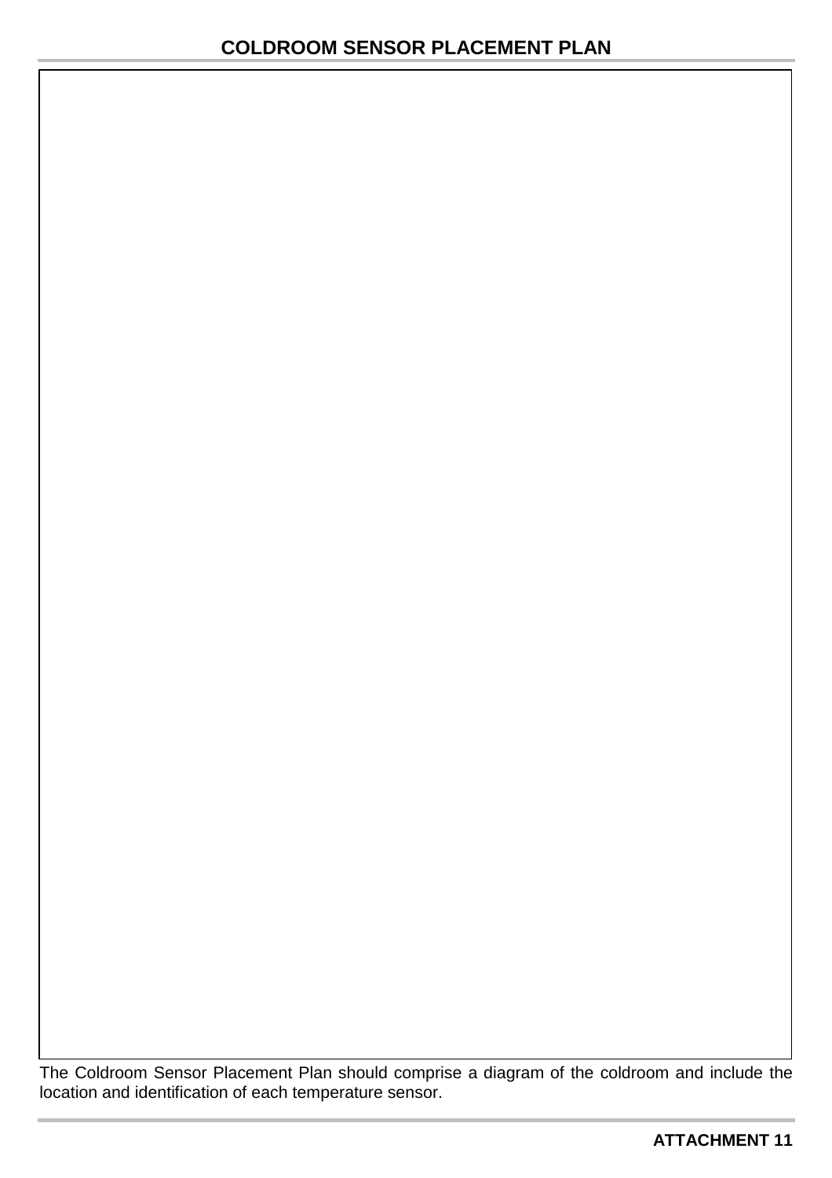# COLDROOM SENSOR PLACEMENT PLAN

The Coldroom Sensor Placement Plan should comprise a diagram of the coldroom and include the location and identification of each temperature sensor.

**ATTACHMENT 11**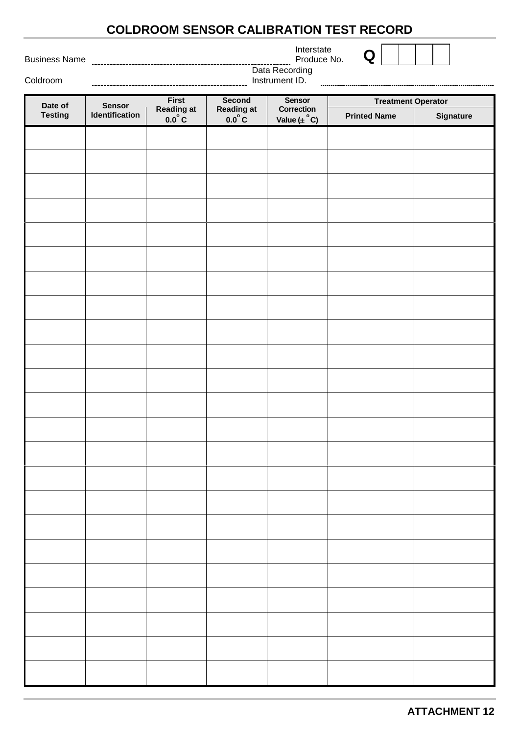# COLDROOM SENSOR CALIBRATION TEST RECORD

Business Name ____________________ Interstate Produce No. Q [ ] [ ] [ ] [ ]

Coldroom ____________________ Data Recording Instrument ID. ____________________

| Date of Testing | Sensor Identification | First Reading at 0.0°C | Second Reading at 0.0°C | Sensor Correction Value (± °C) | Treatment Operator | |
|---|---|---|---|---|---|---|
| | | | | | Printed Name | Signature |
| | | | | | | |
| | | | | | | |
| | | | | | | |
| | | | | | | |
| | | | | | | |
| | | | | | | |
| | | | | | | |
| | | | | | | |
| | | | | | | |
| | | | | | | |
| | | | | | | |
| | | | | | | |
| | | | | | | |
| | | | | | | |
| | | | | | | |
| | | | | | | |
| | | | | | | |
| | | | | | | |
| | | | | | | |
| | | | | | | |
| | | | | | | |
| | | | | | | |
| | | | | | | |

**ATTACHMENT 12**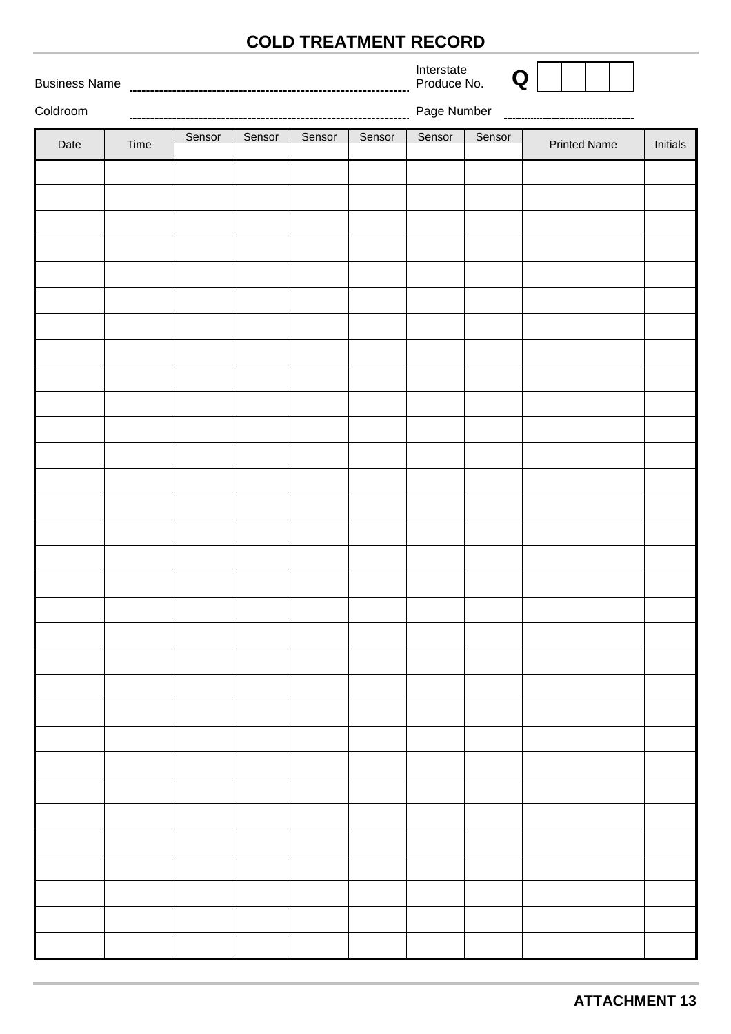## COLD TREATMENT RECORD

Business Name ..................................................... Interstate Produce No. **Q** | | | | |

Coldroom ..................................................... Page Number .....................

| Date | Time | Sensor | Sensor | Sensor | Sensor | Sensor | Sensor | Printed Name | Initials |
|---|---|---|---|---|---|---|---|---|---|
| | | | | | | | | | |
| | | | | | | | | | |
| | | | | | | | | | |
| | | | | | | | | | |
| | | | | | | | | | |
| | | | | | | | | | |
| | | | | | | | | | |
| | | | | | | | | | |
| | | | | | | | | | |
| | | | | | | | | | |
| | | | | | | | | | |
| | | | | | | | | | |
| | | | | | | | | | |
| | | | | | | | | | |
| | | | | | | | | | |
| | | | | | | | | | |
| | | | | | | | | | |
| | | | | | | | | | |
| | | | | | | | | | |
| | | | | | | | | | |
| | | | | | | | | | |
| | | | | | | | | | |
| | | | | | | | | | |
| | | | | | | | | | |
| | | | | | | | | | |
| | | | | | | | | | |
| | | | | | | | | | |
| | | | | | | | | | |
| | | | | | | | | | |
| | | | | | | | | | |
| | | | | | | | | | |

**ATTACHMENT 13**